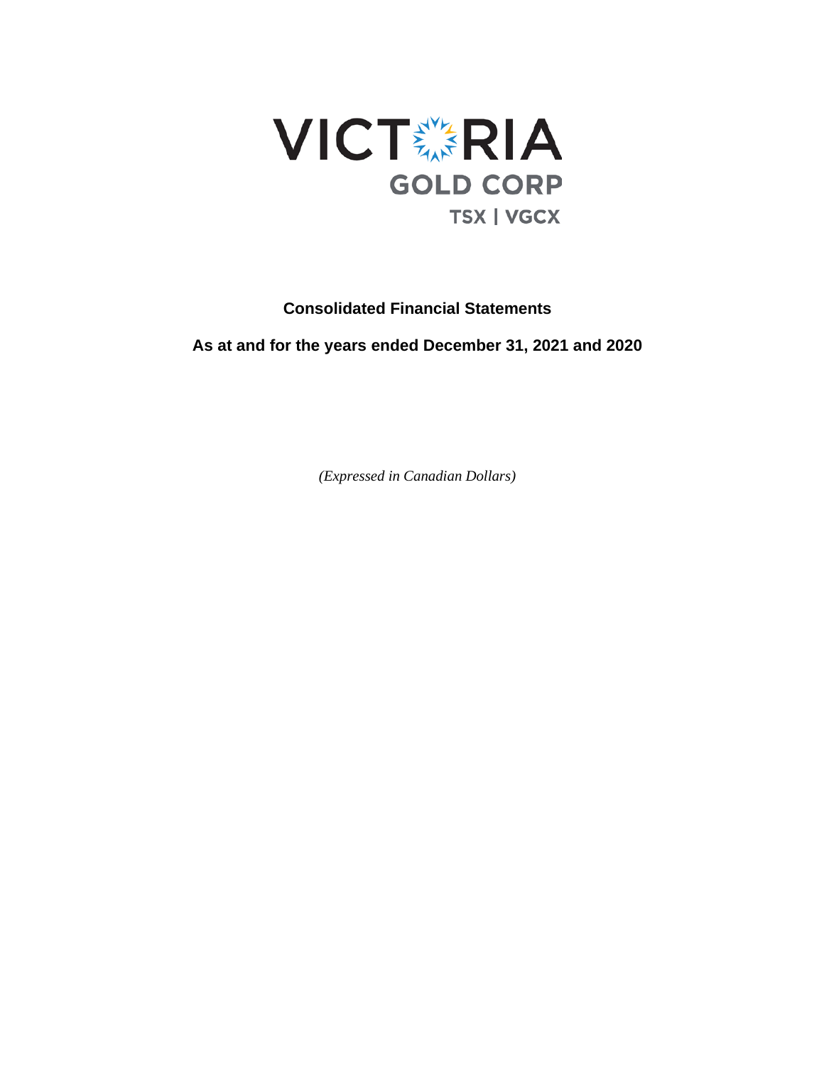VICTORIA

GOLD CORP

TSX | VGCX

**Consolidated Financial Statements**

**As at and for the years ended December 31, 2021 and 2020**

*(Expressed in Canadian Dollars)*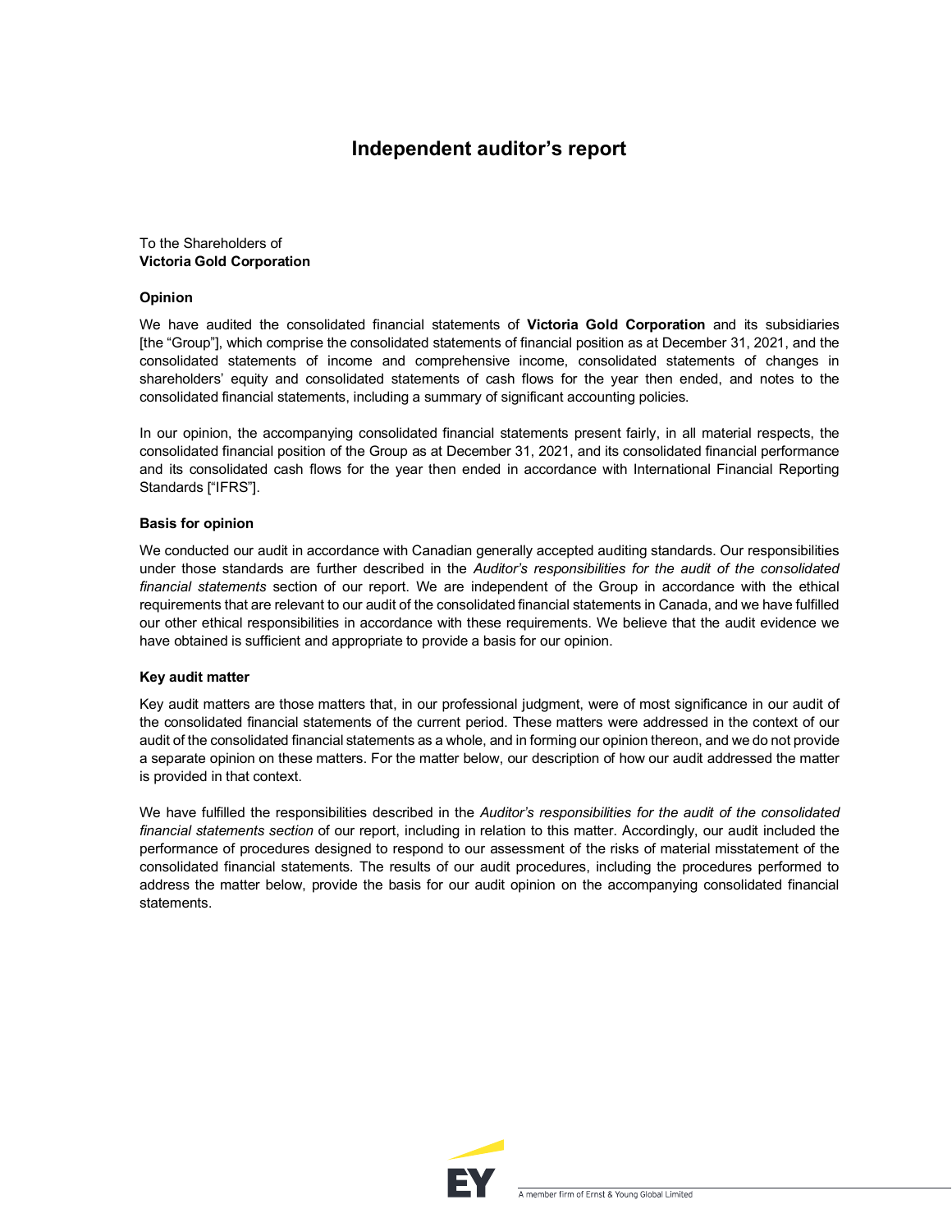# Independent auditor's report

To the Shareholders of
**Victoria Gold Corporation**

### Opinion

We have audited the consolidated financial statements of **Victoria Gold Corporation** and its subsidiaries [the "Group"], which comprise the consolidated statements of financial position as at December 31, 2021, and the consolidated statements of income and comprehensive income, consolidated statements of changes in shareholders' equity and consolidated statements of cash flows for the year then ended, and notes to the consolidated financial statements, including a summary of significant accounting policies.

In our opinion, the accompanying consolidated financial statements present fairly, in all material respects, the consolidated financial position of the Group as at December 31, 2021, and its consolidated financial performance and its consolidated cash flows for the year then ended in accordance with International Financial Reporting Standards ["IFRS"].

### Basis for opinion

We conducted our audit in accordance with Canadian generally accepted auditing standards. Our responsibilities under those standards are further described in the *Auditor's responsibilities for the audit of the consolidated financial statements* section of our report. We are independent of the Group in accordance with the ethical requirements that are relevant to our audit of the consolidated financial statements in Canada, and we have fulfilled our other ethical responsibilities in accordance with these requirements. We believe that the audit evidence we have obtained is sufficient and appropriate to provide a basis for our opinion.

### Key audit matter

Key audit matters are those matters that, in our professional judgment, were of most significance in our audit of the consolidated financial statements of the current period. These matters were addressed in the context of our audit of the consolidated financial statements as a whole, and in forming our opinion thereon, and we do not provide a separate opinion on these matters. For the matter below, our description of how our audit addressed the matter is provided in that context.

We have fulfilled the responsibilities described in the *Auditor's responsibilities for the audit of the consolidated financial statements section* of our report, including in relation to this matter. Accordingly, our audit included the performance of procedures designed to respond to our assessment of the risks of material misstatement of the consolidated financial statements. The results of our audit procedures, including the procedures performed to address the matter below, provide the basis for our audit opinion on the accompanying consolidated financial statements.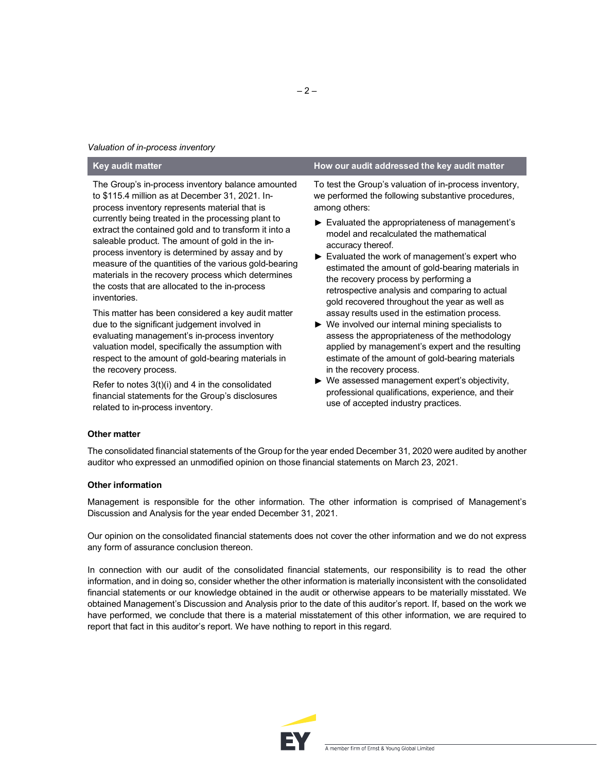*Valuation of in-process inventory*

| Key audit matter | How our audit addressed the key audit matter |
|---|---|
| The Group's in-process inventory balance amounted to $115.4 million as at December 31, 2021. In-process inventory represents material that is currently being treated in the processing plant to extract the contained gold and to transform it into a saleable product. The amount of gold in the in-process inventory is determined by assay and by measure of the quantities of the various gold-bearing materials in the recovery process which determines the costs that are allocated to the in-process inventories.<br><br>This matter has been considered a key audit matter due to the significant judgement involved in evaluating management's in-process inventory valuation model, specifically the assumption with respect to the amount of gold-bearing materials in the recovery process.<br><br>Refer to notes 3(t)(i) and 4 in the consolidated financial statements for the Group's disclosures related to in-process inventory. | To test the Group's valuation of in-process inventory, we performed the following substantive procedures, among others:<br><br>► Evaluated the appropriateness of management's model and recalculated the mathematical accuracy thereof.<br>► Evaluated the work of management's expert who estimated the amount of gold-bearing materials in the recovery process by performing a retrospective analysis and comparing to actual gold recovered throughout the year as well as assay results used in the estimation process.<br>► We involved our internal mining specialists to assess the appropriateness of the methodology applied by management's expert and the resulting estimate of the amount of gold-bearing materials in the recovery process.<br>► We assessed management expert's objectivity, professional qualifications, experience, and their use of accepted industry practices. |

**Other matter**

The consolidated financial statements of the Group for the year ended December 31, 2020 were audited by another auditor who expressed an unmodified opinion on those financial statements on March 23, 2021.

**Other information**

Management is responsible for the other information. The other information is comprised of Management's Discussion and Analysis for the year ended December 31, 2021.

Our opinion on the consolidated financial statements does not cover the other information and we do not express any form of assurance conclusion thereon.

In connection with our audit of the consolidated financial statements, our responsibility is to read the other information, and in doing so, consider whether the other information is materially inconsistent with the consolidated financial statements or our knowledge obtained in the audit or otherwise appears to be materially misstated. We obtained Management's Discussion and Analysis prior to the date of this auditor's report. If, based on the work we have performed, we conclude that there is a material misstatement of this other information, we are required to report that fact in this auditor's report. We have nothing to report in this regard.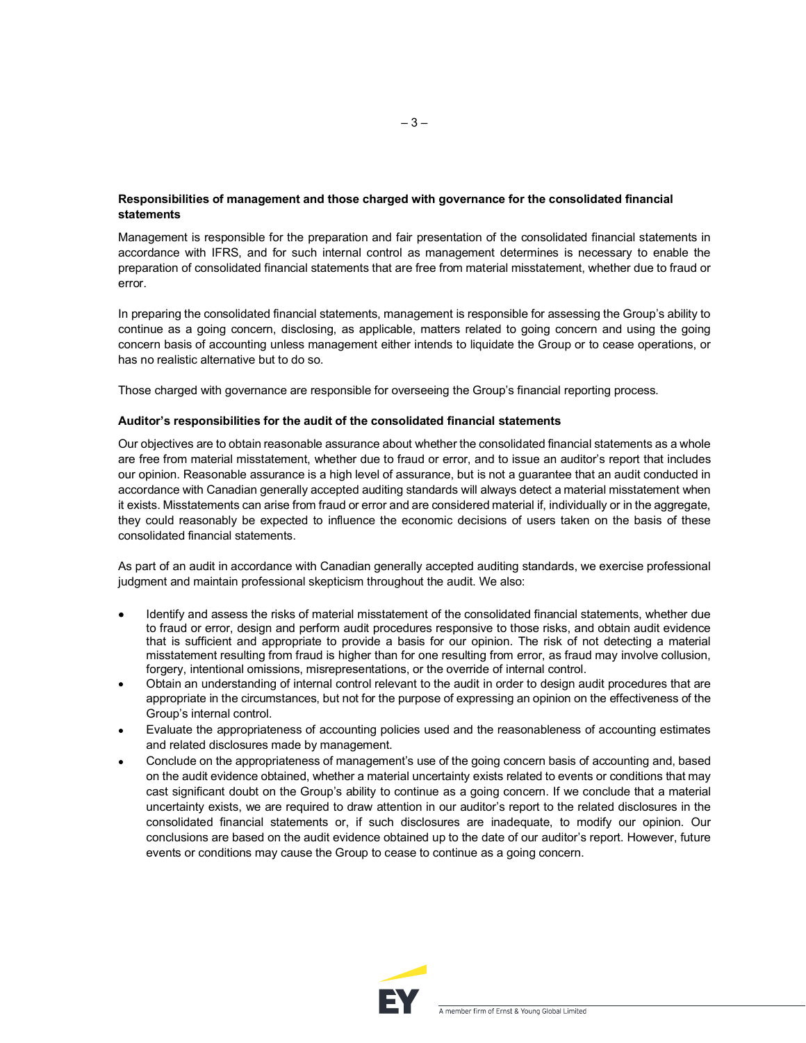**Responsibilities of management and those charged with governance for the consolidated financial statements**

Management is responsible for the preparation and fair presentation of the consolidated financial statements in accordance with IFRS, and for such internal control as management determines is necessary to enable the preparation of consolidated financial statements that are free from material misstatement, whether due to fraud or error.

In preparing the consolidated financial statements, management is responsible for assessing the Group's ability to continue as a going concern, disclosing, as applicable, matters related to going concern and using the going concern basis of accounting unless management either intends to liquidate the Group or to cease operations, or has no realistic alternative but to do so.

Those charged with governance are responsible for overseeing the Group's financial reporting process.

**Auditor's responsibilities for the audit of the consolidated financial statements**

Our objectives are to obtain reasonable assurance about whether the consolidated financial statements as a whole are free from material misstatement, whether due to fraud or error, and to issue an auditor's report that includes our opinion. Reasonable assurance is a high level of assurance, but is not a guarantee that an audit conducted in accordance with Canadian generally accepted auditing standards will always detect a material misstatement when it exists. Misstatements can arise from fraud or error and are considered material if, individually or in the aggregate, they could reasonably be expected to influence the economic decisions of users taken on the basis of these consolidated financial statements.

As part of an audit in accordance with Canadian generally accepted auditing standards, we exercise professional judgment and maintain professional skepticism throughout the audit. We also:

- Identify and assess the risks of material misstatement of the consolidated financial statements, whether due to fraud or error, design and perform audit procedures responsive to those risks, and obtain audit evidence that is sufficient and appropriate to provide a basis for our opinion. The risk of not detecting a material misstatement resulting from fraud is higher than for one resulting from error, as fraud may involve collusion, forgery, intentional omissions, misrepresentations, or the override of internal control.
- Obtain an understanding of internal control relevant to the audit in order to design audit procedures that are appropriate in the circumstances, but not for the purpose of expressing an opinion on the effectiveness of the Group's internal control.
- Evaluate the appropriateness of accounting policies used and the reasonableness of accounting estimates and related disclosures made by management.
- Conclude on the appropriateness of management's use of the going concern basis of accounting and, based on the audit evidence obtained, whether a material uncertainty exists related to events or conditions that may cast significant doubt on the Group's ability to continue as a going concern. If we conclude that a material uncertainty exists, we are required to draw attention in our auditor's report to the related disclosures in the consolidated financial statements or, if such disclosures are inadequate, to modify our opinion. Our conclusions are based on the audit evidence obtained up to the date of our auditor's report. However, future events or conditions may cause the Group to cease to continue as a going concern.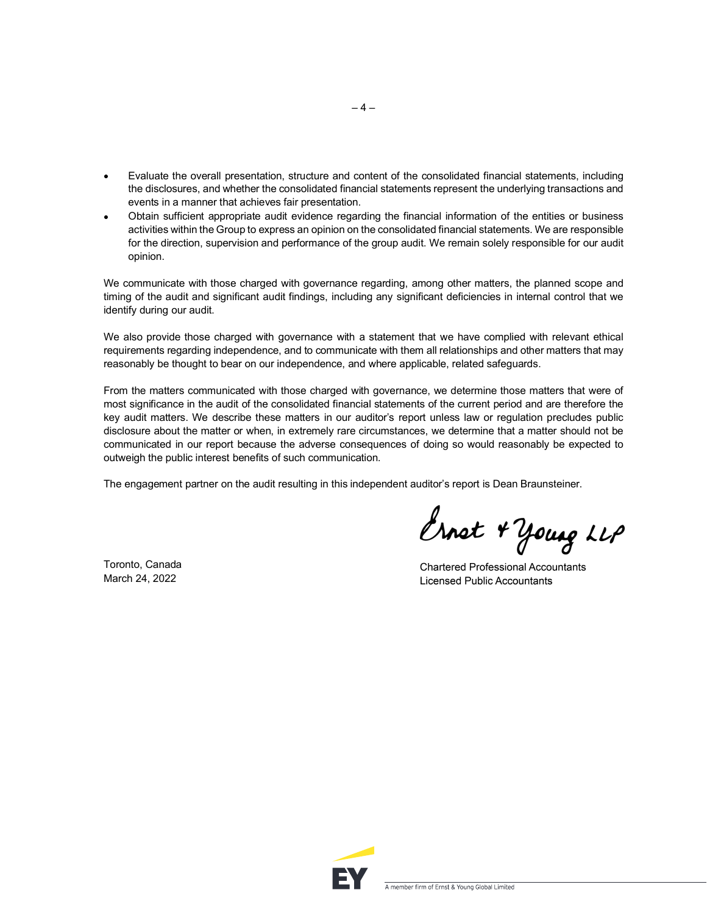- Evaluate the overall presentation, structure and content of the consolidated financial statements, including the disclosures, and whether the consolidated financial statements represent the underlying transactions and events in a manner that achieves fair presentation.
- Obtain sufficient appropriate audit evidence regarding the financial information of the entities or business activities within the Group to express an opinion on the consolidated financial statements. We are responsible for the direction, supervision and performance of the group audit. We remain solely responsible for our audit opinion.

We communicate with those charged with governance regarding, among other matters, the planned scope and timing of the audit and significant audit findings, including any significant deficiencies in internal control that we identify during our audit.

We also provide those charged with governance with a statement that we have complied with relevant ethical requirements regarding independence, and to communicate with them all relationships and other matters that may reasonably be thought to bear on our independence, and where applicable, related safeguards.

From the matters communicated with those charged with governance, we determine those matters that were of most significance in the audit of the consolidated financial statements of the current period and are therefore the key audit matters. We describe these matters in our auditor's report unless law or regulation precludes public disclosure about the matter or when, in extremely rare circumstances, we determine that a matter should not be communicated in our report because the adverse consequences of doing so would reasonably be expected to outweigh the public interest benefits of such communication.

The engagement partner on the audit resulting in this independent auditor's report is Dean Braunsteiner.

Ernst & Young LLP

Chartered Professional Accountants
Licensed Public Accountants

Toronto, Canada
March 24, 2022

A member firm of Ernst & Young Global Limited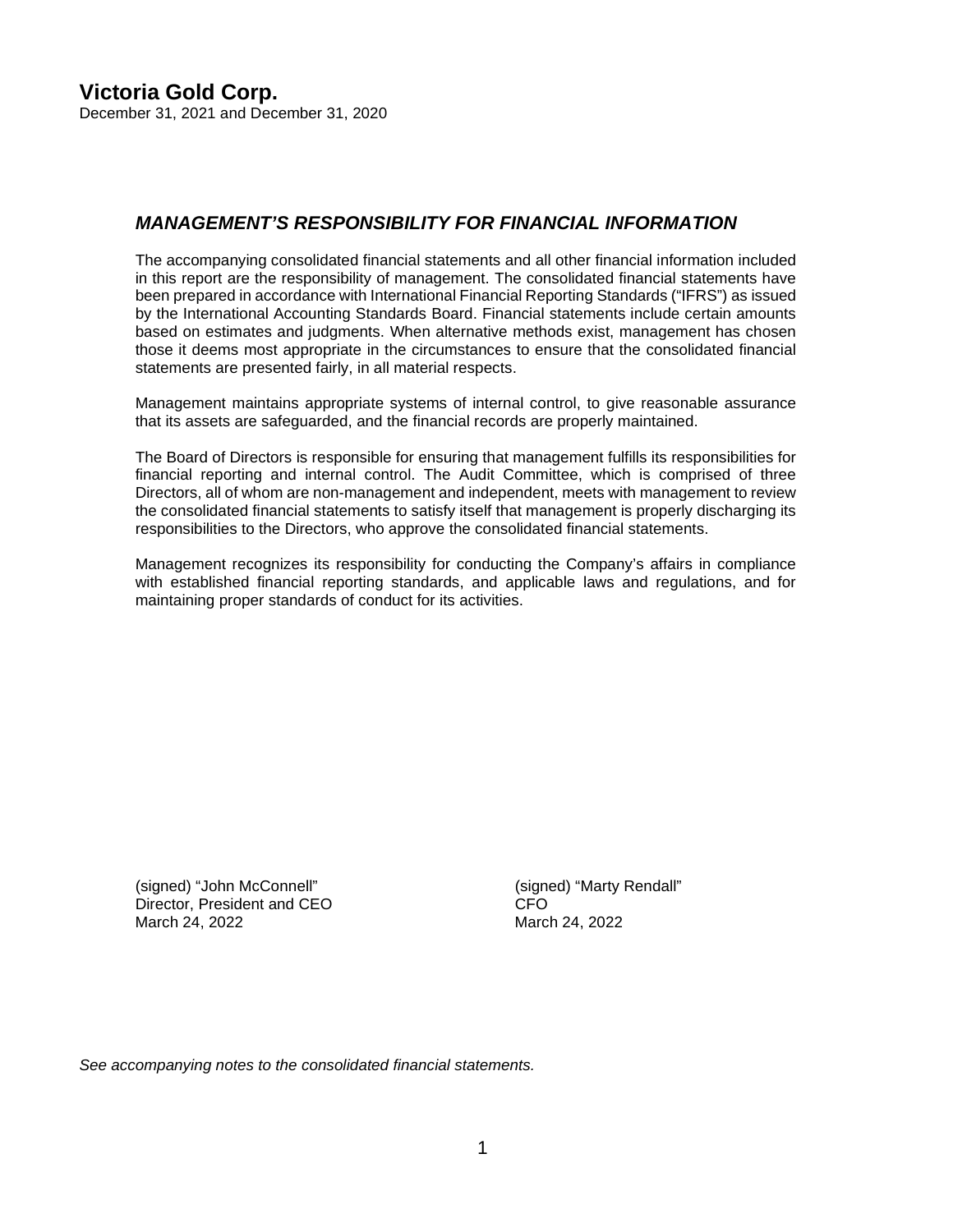# Victoria Gold Corp.

December 31, 2021 and December 31, 2020

## *MANAGEMENT'S RESPONSIBILITY FOR FINANCIAL INFORMATION*

The accompanying consolidated financial statements and all other financial information included in this report are the responsibility of management. The consolidated financial statements have been prepared in accordance with International Financial Reporting Standards ("IFRS") as issued by the International Accounting Standards Board. Financial statements include certain amounts based on estimates and judgments. When alternative methods exist, management has chosen those it deems most appropriate in the circumstances to ensure that the consolidated financial statements are presented fairly, in all material respects.

Management maintains appropriate systems of internal control, to give reasonable assurance that its assets are safeguarded, and the financial records are properly maintained.

The Board of Directors is responsible for ensuring that management fulfills its responsibilities for financial reporting and internal control. The Audit Committee, which is comprised of three Directors, all of whom are non-management and independent, meets with management to review the consolidated financial statements to satisfy itself that management is properly discharging its responsibilities to the Directors, who approve the consolidated financial statements.

Management recognizes its responsibility for conducting the Company's affairs in compliance with established financial reporting standards, and applicable laws and regulations, and for maintaining proper standards of conduct for its activities.

(signed) "John McConnell"
Director, President and CEO
March 24, 2022

(signed) "Marty Rendall"
CFO
March 24, 2022

*See accompanying notes to the consolidated financial statements.*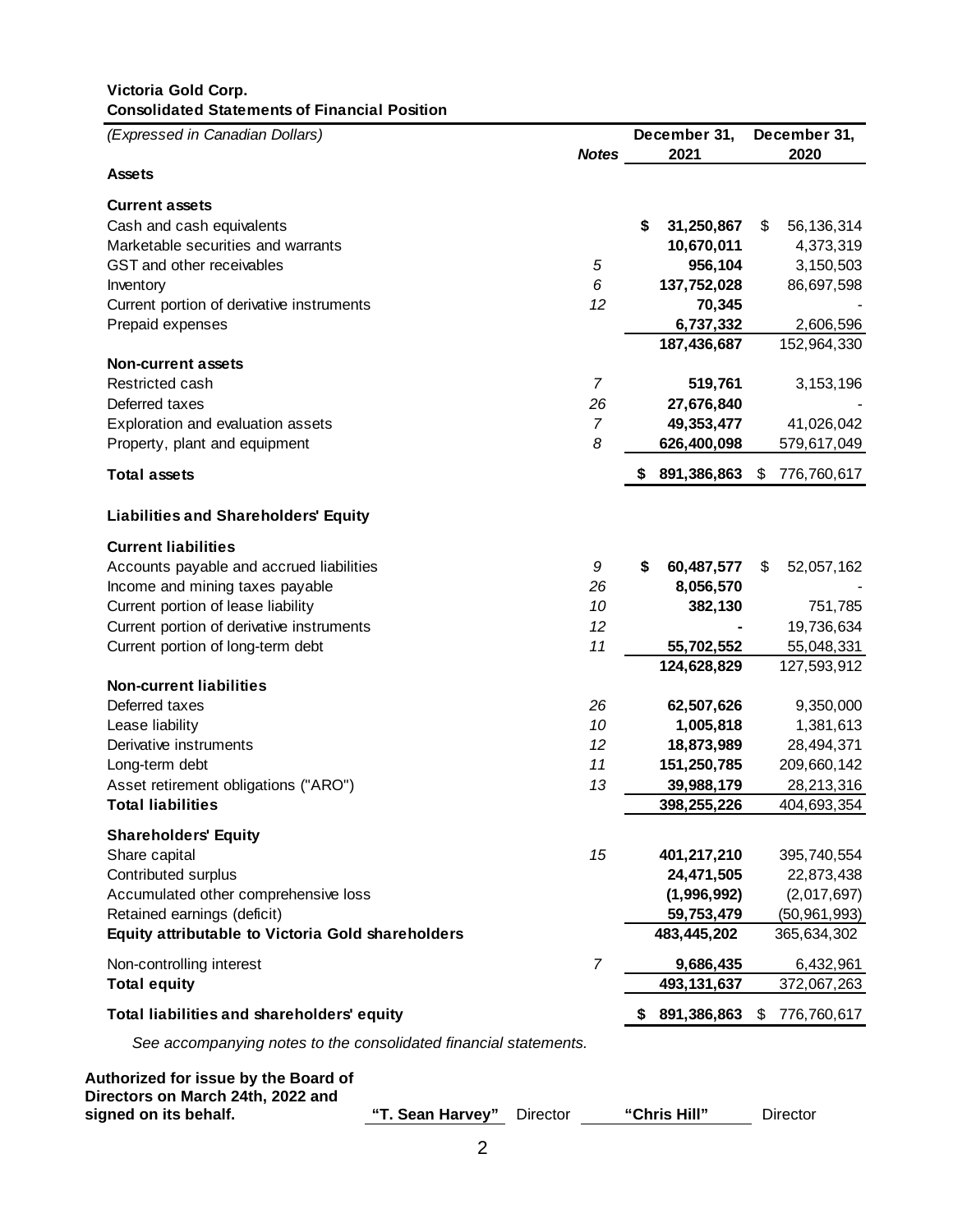**Victoria Gold Corp.**
**Consolidated Statements of Financial Position**

| *(Expressed in Canadian Dollars)* | ***Notes*** | **December 31, 2021** | December 31, 2020 |
|---|---|---|---|
| **Assets** | | | |
| **Current assets** | | | |
| Cash and cash equivalents | | **$ 31,250,867** | $ 56,136,314 |
| Marketable securities and warrants | | **10,670,011** | 4,373,319 |
| GST and other receivables | *5* | **956,104** | 3,150,503 |
| Inventory | *6* | **137,752,028** | 86,697,598 |
| Current portion of derivative instruments | *12* | **70,345** | - |
| Prepaid expenses | | **6,737,332** | 2,606,596 |
| | | **187,436,687** | 152,964,330 |
| **Non-current assets** | | | |
| Restricted cash | *7* | **519,761** | 3,153,196 |
| Deferred taxes | *26* | **27,676,840** | - |
| Exploration and evaluation assets | *7* | **49,353,477** | 41,026,042 |
| Property, plant and equipment | *8* | **626,400,098** | 579,617,049 |
| **Total assets** | | **$ 891,386,863** | $ 776,760,617 |
| **Liabilities and Shareholders' Equity** | | | |
| **Current liabilities** | | | |
| Accounts payable and accrued liabilities | *9* | **$ 60,487,577** | $ 52,057,162 |
| Income and mining taxes payable | *26* | **8,056,570** | - |
| Current portion of lease liability | *10* | **382,130** | 751,785 |
| Current portion of derivative instruments | *12* | **-** | 19,736,634 |
| Current portion of long-term debt | *11* | **55,702,552** | 55,048,331 |
| | | **124,628,829** | 127,593,912 |
| **Non-current liabilities** | | | |
| Deferred taxes | *26* | **62,507,626** | 9,350,000 |
| Lease liability | *10* | **1,005,818** | 1,381,613 |
| Derivative instruments | *12* | **18,873,989** | 28,494,371 |
| Long-term debt | *11* | **151,250,785** | 209,660,142 |
| Asset retirement obligations ("ARO") | *13* | **39,988,179** | 28,213,316 |
| **Total liabilities** | | **398,255,226** | 404,693,354 |
| **Shareholders' Equity** | | | |
| Share capital | *15* | **401,217,210** | 395,740,554 |
| Contributed surplus | | **24,471,505** | 22,873,438 |
| Accumulated other comprehensive loss | | **(1,996,992)** | (2,017,697) |
| Retained earnings (deficit) | | **59,753,479** | (50,961,993) |
| **Equity attributable to Victoria Gold shareholders** | | **483,445,202** | 365,634,302 |
| Non-controlling interest | *7* | **9,686,435** | 6,432,961 |
| **Total equity** | | **493,131,637** | 372,067,263 |
| **Total liabilities and shareholders' equity** | | **$ 891,386,863** | $ 776,760,617 |

*See accompanying notes to the consolidated financial statements.*

**Authorized for issue by the Board of Directors on March 24th, 2022 and signed on its behalf.** **"T. Sean Harvey"** Director **"Chris Hill"** Director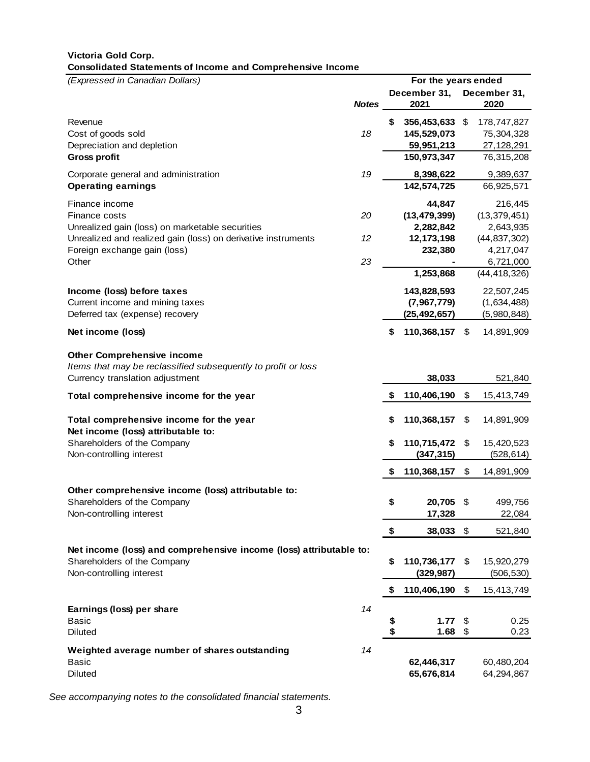**Victoria Gold Corp.**
**Consolidated Statements of Income and Comprehensive Income**

| *(Expressed in Canadian Dollars)* | | For the years ended | |
|---|---|---|---|
| | ***Notes*** | **December 31, 2021** | **December 31, 2020** |
| Revenue | | **$ 356,453,633** | $ 178,747,827 |
| Cost of goods sold | *18* | **145,529,073** | 75,304,328 |
| Depreciation and depletion | | **59,951,213** | 27,128,291 |
| **Gross profit** | | **150,973,347** | 76,315,208 |
| Corporate general and administration | *19* | **8,398,622** | 9,389,637 |
| **Operating earnings** | | **142,574,725** | 66,925,571 |
| Finance income | | **44,847** | 216,445 |
| Finance costs | *20* | **(13,479,399)** | (13,379,451) |
| Unrealized gain (loss) on marketable securities | | **2,282,842** | 2,643,935 |
| Unrealized and realized gain (loss) on derivative instruments | *12* | **12,173,198** | (44,837,302) |
| Foreign exchange gain (loss) | | **232,380** | 4,217,047 |
| Other | *23* | **-** | 6,721,000 |
| | | **1,253,868** | (44,418,326) |
| **Income (loss) before taxes** | | **143,828,593** | 22,507,245 |
| Current income and mining taxes | | **(7,967,779)** | (1,634,488) |
| Deferred tax (expense) recovery | | **(25,492,657)** | (5,980,848) |
| **Net income (loss)** | | **$ 110,368,157** | $ 14,891,909 |
| **Other Comprehensive income** | | | |
| *Items that may be reclassified subsequently to profit or loss* | | | |
| Currency translation adjustment | | **38,033** | 521,840 |
| **Total comprehensive income for the year** | | **$ 110,406,190** | $ 15,413,749 |
| **Total comprehensive income for the year** | | **$ 110,368,157** | $ 14,891,909 |
| **Net income (loss) attributable to:** | | | |
| Shareholders of the Company | | **$ 110,715,472** | $ 15,420,523 |
| Non-controlling interest | | **(347,315)** | (528,614) |
| | | **$ 110,368,157** | $ 14,891,909 |
| **Other comprehensive income (loss) attributable to:** | | | |
| Shareholders of the Company | | **$ 20,705** | $ 499,756 |
| Non-controlling interest | | **17,328** | 22,084 |
| | | **$ 38,033** | $ 521,840 |
| **Net income (loss) and comprehensive income (loss) attributable to:** | | | |
| Shareholders of the Company | | **$ 110,736,177** | $ 15,920,279 |
| Non-controlling interest | | **(329,987)** | (506,530) |
| | | **$ 110,406,190** | $ 15,413,749 |
| **Earnings (loss) per share** | *14* | | |
| Basic | | **$ 1.77** | $ 0.25 |
| Diluted | | **$ 1.68** | $ 0.23 |
| **Weighted average number of shares outstanding** | *14* | | |
| Basic | | **62,446,317** | 60,480,204 |
| Diluted | | **65,676,814** | 64,294,867 |

*See accompanying notes to the consolidated financial statements.*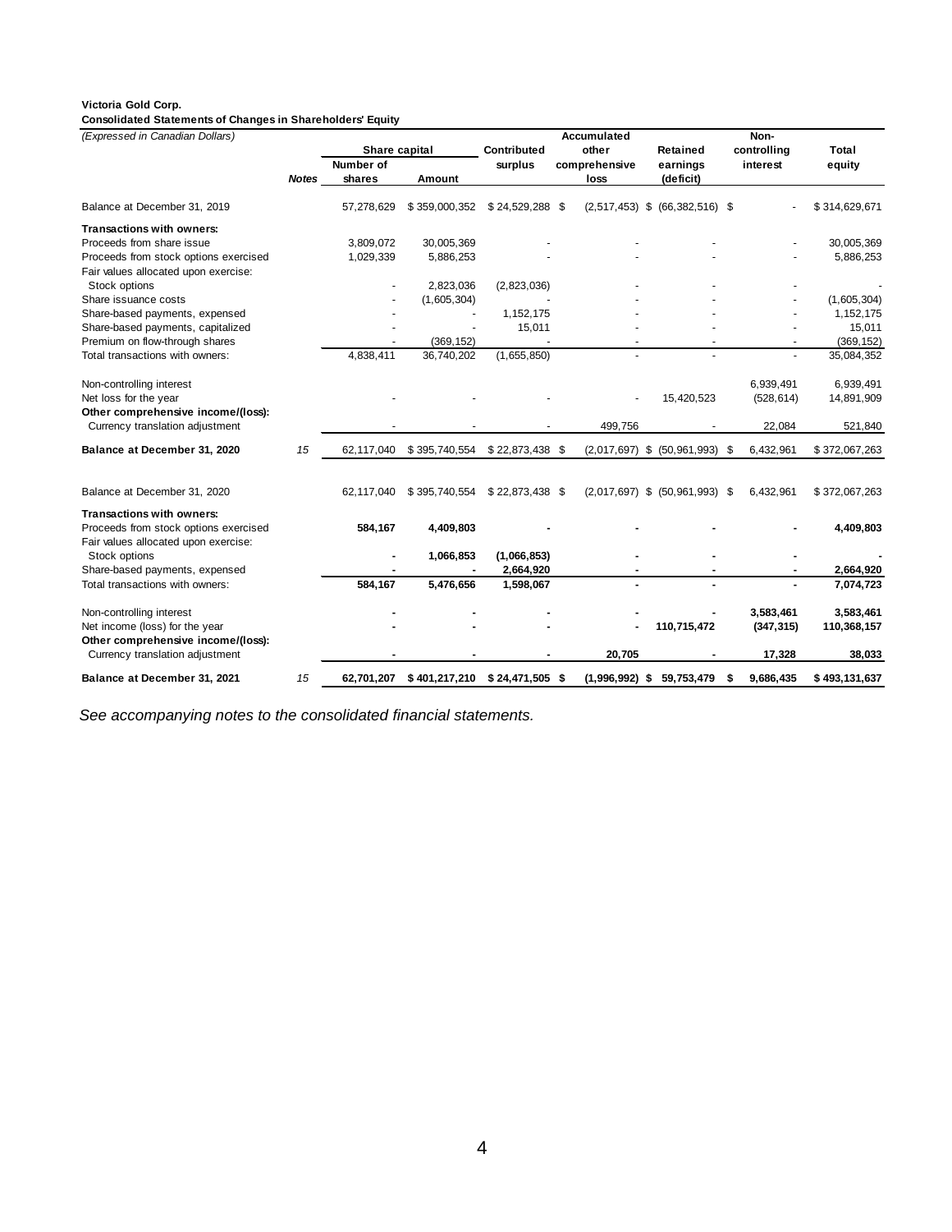**Victoria Gold Corp.**
**Consolidated Statements of Changes in Shareholders' Equity**
*(Expressed in Canadian Dollars)*

| | *Notes* | Share capital Number of shares | Share capital Amount | Contributed surplus | Accumulated other comprehensive loss | Retained earnings (deficit) | Non-controlling interest | Total equity |
|---|---|---|---|---|---|---|---|---|
| Balance at December 31, 2019 | | 57,278,629 | $ 359,000,352 | $ 24,529,288 | $ (2,517,453) | $ (66,382,516) | $ - | $ 314,629,671 |
| **Transactions with owners:** | | | | | | | | |
| Proceeds from share issue | | 3,809,072 | 30,005,369 | - | - | - | - | 30,005,369 |
| Proceeds from stock options exercised | | 1,029,339 | 5,886,253 | - | - | - | - | 5,886,253 |
| Fair values allocated upon exercise: | | | | | | | | |
| Stock options | | - | 2,823,036 | (2,823,036) | - | - | - | - |
| Share issuance costs | | - | (1,605,304) | - | - | - | - | (1,605,304) |
| Share-based payments, expensed | | - | - | 1,152,175 | - | - | - | 1,152,175 |
| Share-based payments, capitalized | | - | - | 15,011 | - | - | - | 15,011 |
| Premium on flow-through shares | | - | (369,152) | - | - | - | - | (369,152) |
| Total transactions with owners: | | 4,838,411 | 36,740,202 | (1,655,850) | - | - | - | 35,084,352 |
| Non-controlling interest | | | | | | | 6,939,491 | 6,939,491 |
| Net loss for the year | | - | - | - | - | 15,420,523 | (528,614) | 14,891,909 |
| **Other comprehensive income/(loss):** | | | | | | | | |
| Currency translation adjustment | | - | - | - | 499,756 | - | 22,084 | 521,840 |
| **Balance at December 31, 2020** | *15* | 62,117,040 | $ 395,740,554 | $ 22,873,438 | $ (2,017,697) | $ (50,961,993) | $ 6,432,961 | $ 372,067,263 |
| Balance at December 31, 2020 | | 62,117,040 | $ 395,740,554 | $ 22,873,438 | $ (2,017,697) | $ (50,961,993) | $ 6,432,961 | $ 372,067,263 |
| **Transactions with owners:** | | | | | | | | |
| Proceeds from stock options exercised | | **584,167** | **4,409,803** | **-** | **-** | **-** | **-** | **4,409,803** |
| Fair values allocated upon exercise: | | | | | | | | |
| Stock options | | **-** | **1,066,853** | **(1,066,853)** | **-** | **-** | **-** | **-** |
| Share-based payments, expensed | | **-** | **-** | **2,664,920** | **-** | **-** | **-** | **2,664,920** |
| Total transactions with owners: | | **584,167** | **5,476,656** | **1,598,067** | **-** | **-** | **-** | **7,074,723** |
| Non-controlling interest | | **-** | **-** | **-** | **-** | **-** | **3,583,461** | **3,583,461** |
| Net income (loss) for the year | | **-** | **-** | **-** | **-** | **110,715,472** | **(347,315)** | **110,368,157** |
| **Other comprehensive income/(loss):** | | | | | | | | |
| Currency translation adjustment | | **-** | **-** | **-** | **20,705** | **-** | **17,328** | **38,033** |
| **Balance at December 31, 2021** | *15* | **62,701,207** | **$ 401,217,210** | **$ 24,471,505** | **$ (1,996,992)** | **$ 59,753,479** | **$ 9,686,435** | **$ 493,131,637** |

*See accompanying notes to the consolidated financial statements.*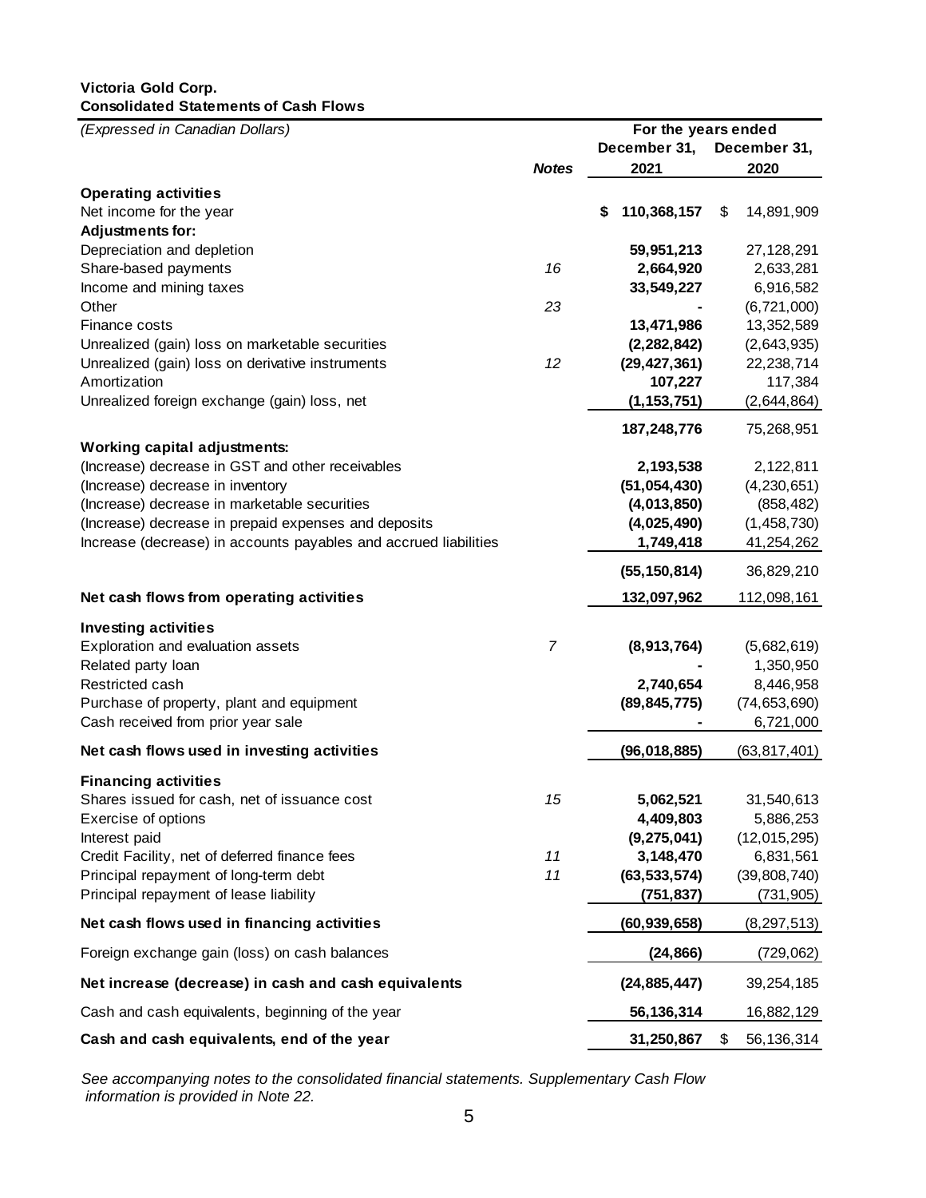**Victoria Gold Corp.**
**Consolidated Statements of Cash Flows**

| *(Expressed in Canadian Dollars)* | | For the years ended | |
|---|---|---|---|
| | ***Notes*** | **December 31, 2021** | **December 31, 2020** |
| **Operating activities** | | | |
| Net income for the year | | **$ 110,368,157** | $ 14,891,909 |
| **Adjustments for:** | | | |
| Depreciation and depletion | | **59,951,213** | 27,128,291 |
| Share-based payments | *16* | **2,664,920** | 2,633,281 |
| Income and mining taxes | | **33,549,227** | 6,916,582 |
| Other | *23* | **-** | (6,721,000) |
| Finance costs | | **13,471,986** | 13,352,589 |
| Unrealized (gain) loss on marketable securities | | **(2,282,842)** | (2,643,935) |
| Unrealized (gain) loss on derivative instruments | *12* | **(29,427,361)** | 22,238,714 |
| Amortization | | **107,227** | 117,384 |
| Unrealized foreign exchange (gain) loss, net | | **(1,153,751)** | (2,644,864) |
| | | **187,248,776** | 75,268,951 |
| **Working capital adjustments:** | | | |
| (Increase) decrease in GST and other receivables | | **2,193,538** | 2,122,811 |
| (Increase) decrease in inventory | | **(51,054,430)** | (4,230,651) |
| (Increase) decrease in marketable securities | | **(4,013,850)** | (858,482) |
| (Increase) decrease in prepaid expenses and deposits | | **(4,025,490)** | (1,458,730) |
| Increase (decrease) in accounts payables and accrued liabilities | | **1,749,418** | 41,254,262 |
| | | **(55,150,814)** | 36,829,210 |
| **Net cash flows from operating activities** | | **132,097,962** | 112,098,161 |
| **Investing activities** | | | |
| Exploration and evaluation assets | *7* | **(8,913,764)** | (5,682,619) |
| Related party loan | | **-** | 1,350,950 |
| Restricted cash | | **2,740,654** | 8,446,958 |
| Purchase of property, plant and equipment | | **(89,845,775)** | (74,653,690) |
| Cash received from prior year sale | | **-** | 6,721,000 |
| **Net cash flows used in investing activities** | | **(96,018,885)** | (63,817,401) |
| **Financing activities** | | | |
| Shares issued for cash, net of issuance cost | *15* | **5,062,521** | 31,540,613 |
| Exercise of options | | **4,409,803** | 5,886,253 |
| Interest paid | | **(9,275,041)** | (12,015,295) |
| Credit Facility, net of deferred finance fees | *11* | **3,148,470** | 6,831,561 |
| Principal repayment of long-term debt | *11* | **(63,533,574)** | (39,808,740) |
| Principal repayment of lease liability | | **(751,837)** | (731,905) |
| **Net cash flows used in financing activities** | | **(60,939,658)** | (8,297,513) |
| Foreign exchange gain (loss) on cash balances | | **(24,866)** | (729,062) |
| **Net increase (decrease) in cash and cash equivalents** | | **(24,885,447)** | 39,254,185 |
| Cash and cash equivalents, beginning of the year | | **56,136,314** | 16,882,129 |
| **Cash and cash equivalents, end of the year** | | **31,250,867** | $ 56,136,314 |

*See accompanying notes to the consolidated financial statements. Supplementary Cash Flow information is provided in Note 22.*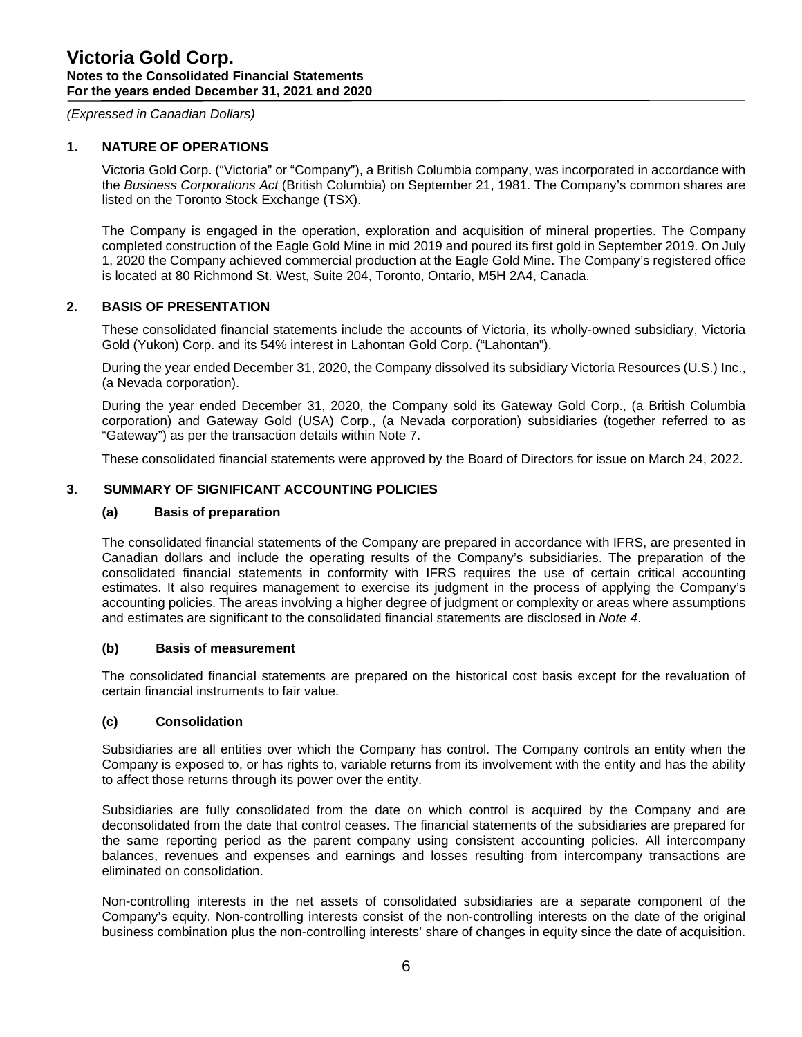*(Expressed in Canadian Dollars)*

## 1. NATURE OF OPERATIONS

Victoria Gold Corp. ("Victoria" or "Company"), a British Columbia company, was incorporated in accordance with the *Business Corporations Act* (British Columbia) on September 21, 1981. The Company's common shares are listed on the Toronto Stock Exchange (TSX).

The Company is engaged in the operation, exploration and acquisition of mineral properties. The Company completed construction of the Eagle Gold Mine in mid 2019 and poured its first gold in September 2019. On July 1, 2020 the Company achieved commercial production at the Eagle Gold Mine. The Company's registered office is located at 80 Richmond St. West, Suite 204, Toronto, Ontario, M5H 2A4, Canada.

## 2. BASIS OF PRESENTATION

These consolidated financial statements include the accounts of Victoria, its wholly-owned subsidiary, Victoria Gold (Yukon) Corp. and its 54% interest in Lahontan Gold Corp. ("Lahontan").

During the year ended December 31, 2020, the Company dissolved its subsidiary Victoria Resources (U.S.) Inc., (a Nevada corporation).

During the year ended December 31, 2020, the Company sold its Gateway Gold Corp., (a British Columbia corporation) and Gateway Gold (USA) Corp., (a Nevada corporation) subsidiaries (together referred to as "Gateway") as per the transaction details within Note 7.

These consolidated financial statements were approved by the Board of Directors for issue on March 24, 2022.

## 3. SUMMARY OF SIGNIFICANT ACCOUNTING POLICIES

### (a) Basis of preparation

The consolidated financial statements of the Company are prepared in accordance with IFRS, are presented in Canadian dollars and include the operating results of the Company's subsidiaries. The preparation of the consolidated financial statements in conformity with IFRS requires the use of certain critical accounting estimates. It also requires management to exercise its judgment in the process of applying the Company's accounting policies. The areas involving a higher degree of judgment or complexity or areas where assumptions and estimates are significant to the consolidated financial statements are disclosed in *Note 4*.

### (b) Basis of measurement

The consolidated financial statements are prepared on the historical cost basis except for the revaluation of certain financial instruments to fair value.

### (c) Consolidation

Subsidiaries are all entities over which the Company has control. The Company controls an entity when the Company is exposed to, or has rights to, variable returns from its involvement with the entity and has the ability to affect those returns through its power over the entity.

Subsidiaries are fully consolidated from the date on which control is acquired by the Company and are deconsolidated from the date that control ceases. The financial statements of the subsidiaries are prepared for the same reporting period as the parent company using consistent accounting policies. All intercompany balances, revenues and expenses and earnings and losses resulting from intercompany transactions are eliminated on consolidation.

Non-controlling interests in the net assets of consolidated subsidiaries are a separate component of the Company's equity. Non-controlling interests consist of the non-controlling interests on the date of the original business combination plus the non-controlling interests' share of changes in equity since the date of acquisition.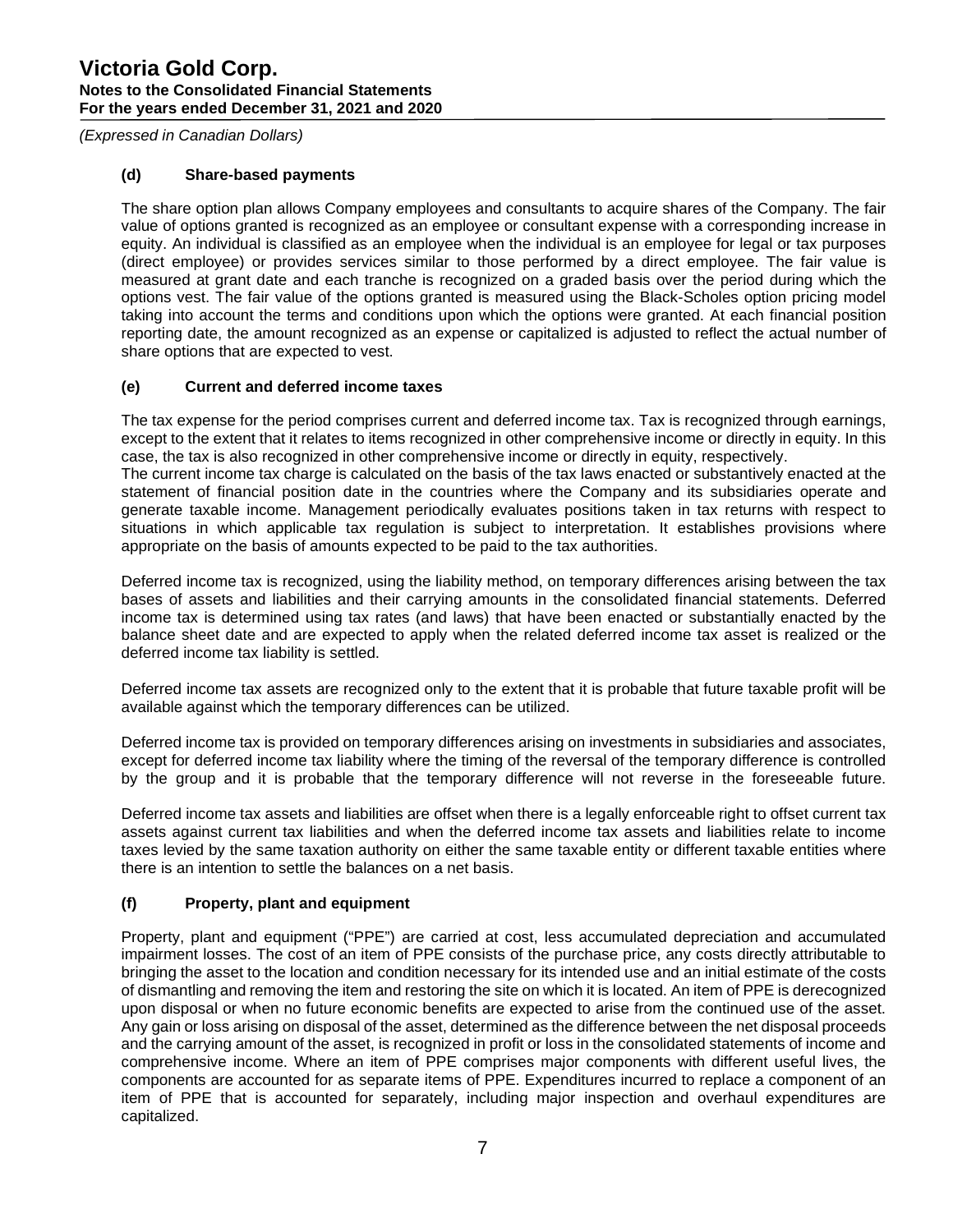*(Expressed in Canadian Dollars)*

### (d) Share-based payments

The share option plan allows Company employees and consultants to acquire shares of the Company. The fair value of options granted is recognized as an employee or consultant expense with a corresponding increase in equity. An individual is classified as an employee when the individual is an employee for legal or tax purposes (direct employee) or provides services similar to those performed by a direct employee. The fair value is measured at grant date and each tranche is recognized on a graded basis over the period during which the options vest. The fair value of the options granted is measured using the Black-Scholes option pricing model taking into account the terms and conditions upon which the options were granted. At each financial position reporting date, the amount recognized as an expense or capitalized is adjusted to reflect the actual number of share options that are expected to vest.

### (e) Current and deferred income taxes

The tax expense for the period comprises current and deferred income tax. Tax is recognized through earnings, except to the extent that it relates to items recognized in other comprehensive income or directly in equity. In this case, the tax is also recognized in other comprehensive income or directly in equity, respectively.
The current income tax charge is calculated on the basis of the tax laws enacted or substantively enacted at the statement of financial position date in the countries where the Company and its subsidiaries operate and generate taxable income. Management periodically evaluates positions taken in tax returns with respect to situations in which applicable tax regulation is subject to interpretation. It establishes provisions where appropriate on the basis of amounts expected to be paid to the tax authorities.

Deferred income tax is recognized, using the liability method, on temporary differences arising between the tax bases of assets and liabilities and their carrying amounts in the consolidated financial statements. Deferred income tax is determined using tax rates (and laws) that have been enacted or substantially enacted by the balance sheet date and are expected to apply when the related deferred income tax asset is realized or the deferred income tax liability is settled.

Deferred income tax assets are recognized only to the extent that it is probable that future taxable profit will be available against which the temporary differences can be utilized.

Deferred income tax is provided on temporary differences arising on investments in subsidiaries and associates, except for deferred income tax liability where the timing of the reversal of the temporary difference is controlled by the group and it is probable that the temporary difference will not reverse in the foreseeable future.

Deferred income tax assets and liabilities are offset when there is a legally enforceable right to offset current tax assets against current tax liabilities and when the deferred income tax assets and liabilities relate to income taxes levied by the same taxation authority on either the same taxable entity or different taxable entities where there is an intention to settle the balances on a net basis.

### (f) Property, plant and equipment

Property, plant and equipment ("PPE") are carried at cost, less accumulated depreciation and accumulated impairment losses. The cost of an item of PPE consists of the purchase price, any costs directly attributable to bringing the asset to the location and condition necessary for its intended use and an initial estimate of the costs of dismantling and removing the item and restoring the site on which it is located. An item of PPE is derecognized upon disposal or when no future economic benefits are expected to arise from the continued use of the asset. Any gain or loss arising on disposal of the asset, determined as the difference between the net disposal proceeds and the carrying amount of the asset, is recognized in profit or loss in the consolidated statements of income and comprehensive income. Where an item of PPE comprises major components with different useful lives, the components are accounted for as separate items of PPE. Expenditures incurred to replace a component of an item of PPE that is accounted for separately, including major inspection and overhaul expenditures are capitalized.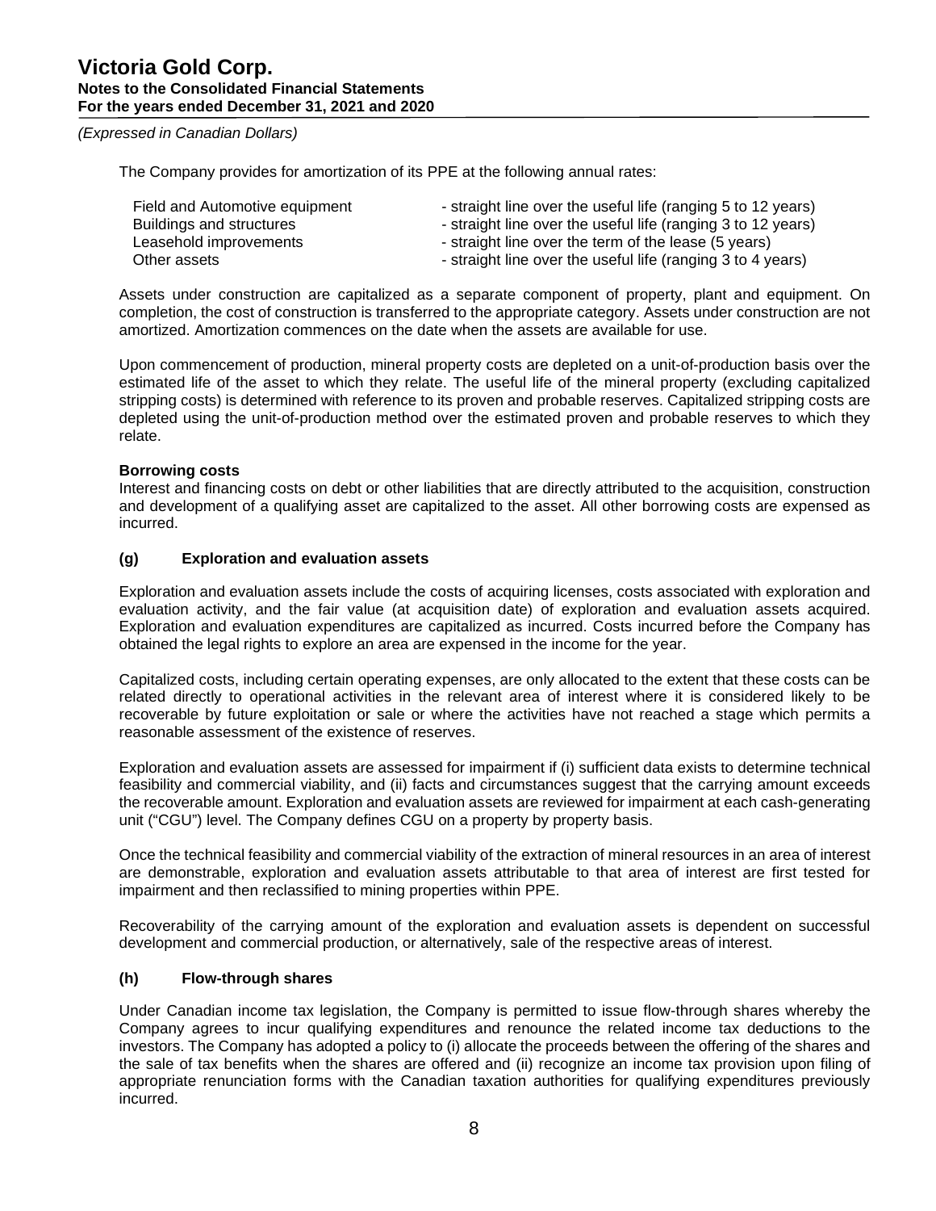The Company provides for amortization of its PPE at the following annual rates:

| | |
|---|---|
| Field and Automotive equipment | - straight line over the useful life (ranging 5 to 12 years) |
| Buildings and structures | - straight line over the useful life (ranging 3 to 12 years) |
| Leasehold improvements | - straight line over the term of the lease (5 years) |
| Other assets | - straight line over the useful life (ranging 3 to 4 years) |

Assets under construction are capitalized as a separate component of property, plant and equipment. On completion, the cost of construction is transferred to the appropriate category. Assets under construction are not amortized. Amortization commences on the date when the assets are available for use.

Upon commencement of production, mineral property costs are depleted on a unit-of-production basis over the estimated life of the asset to which they relate. The useful life of the mineral property (excluding capitalized stripping costs) is determined with reference to its proven and probable reserves. Capitalized stripping costs are depleted using the unit-of-production method over the estimated proven and probable reserves to which they relate.

**Borrowing costs**

Interest and financing costs on debt or other liabilities that are directly attributed to the acquisition, construction and development of a qualifying asset are capitalized to the asset. All other borrowing costs are expensed as incurred.

### (g) Exploration and evaluation assets

Exploration and evaluation assets include the costs of acquiring licenses, costs associated with exploration and evaluation activity, and the fair value (at acquisition date) of exploration and evaluation assets acquired. Exploration and evaluation expenditures are capitalized as incurred. Costs incurred before the Company has obtained the legal rights to explore an area are expensed in the income for the year.

Capitalized costs, including certain operating expenses, are only allocated to the extent that these costs can be related directly to operational activities in the relevant area of interest where it is considered likely to be recoverable by future exploitation or sale or where the activities have not reached a stage which permits a reasonable assessment of the existence of reserves.

Exploration and evaluation assets are assessed for impairment if (i) sufficient data exists to determine technical feasibility and commercial viability, and (ii) facts and circumstances suggest that the carrying amount exceeds the recoverable amount. Exploration and evaluation assets are reviewed for impairment at each cash-generating unit ("CGU") level. The Company defines CGU on a property by property basis.

Once the technical feasibility and commercial viability of the extraction of mineral resources in an area of interest are demonstrable, exploration and evaluation assets attributable to that area of interest are first tested for impairment and then reclassified to mining properties within PPE.

Recoverability of the carrying amount of the exploration and evaluation assets is dependent on successful development and commercial production, or alternatively, sale of the respective areas of interest.

### (h) Flow-through shares

Under Canadian income tax legislation, the Company is permitted to issue flow-through shares whereby the Company agrees to incur qualifying expenditures and renounce the related income tax deductions to the investors. The Company has adopted a policy to (i) allocate the proceeds between the offering of the shares and the sale of tax benefits when the shares are offered and (ii) recognize an income tax provision upon filing of appropriate renunciation forms with the Canadian taxation authorities for qualifying expenditures previously incurred.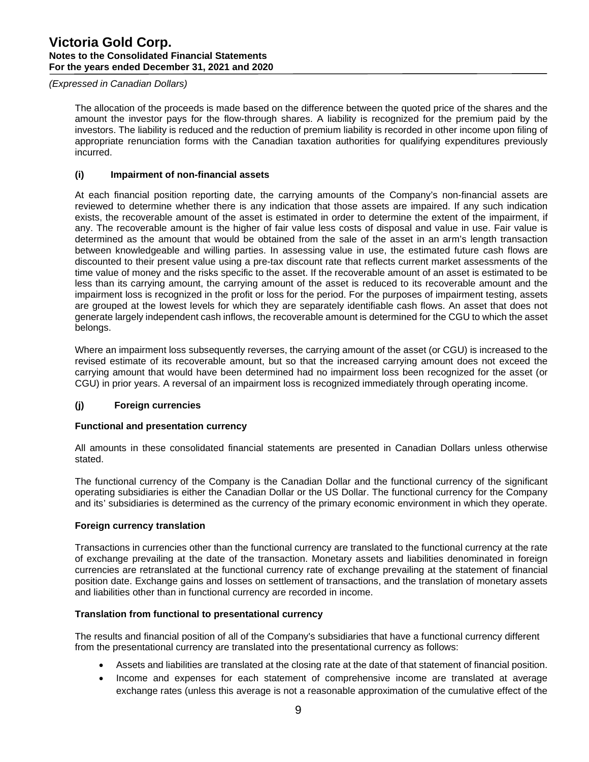The allocation of the proceeds is made based on the difference between the quoted price of the shares and the amount the investor pays for the flow-through shares. A liability is recognized for the premium paid by the investors. The liability is reduced and the reduction of premium liability is recorded in other income upon filing of appropriate renunciation forms with the Canadian taxation authorities for qualifying expenditures previously incurred.

### (i) Impairment of non-financial assets

At each financial position reporting date, the carrying amounts of the Company's non-financial assets are reviewed to determine whether there is any indication that those assets are impaired. If any such indication exists, the recoverable amount of the asset is estimated in order to determine the extent of the impairment, if any. The recoverable amount is the higher of fair value less costs of disposal and value in use. Fair value is determined as the amount that would be obtained from the sale of the asset in an arm's length transaction between knowledgeable and willing parties. In assessing value in use, the estimated future cash flows are discounted to their present value using a pre-tax discount rate that reflects current market assessments of the time value of money and the risks specific to the asset. If the recoverable amount of an asset is estimated to be less than its carrying amount, the carrying amount of the asset is reduced to its recoverable amount and the impairment loss is recognized in the profit or loss for the period. For the purposes of impairment testing, assets are grouped at the lowest levels for which they are separately identifiable cash flows. An asset that does not generate largely independent cash inflows, the recoverable amount is determined for the CGU to which the asset belongs.

Where an impairment loss subsequently reverses, the carrying amount of the asset (or CGU) is increased to the revised estimate of its recoverable amount, but so that the increased carrying amount does not exceed the carrying amount that would have been determined had no impairment loss been recognized for the asset (or CGU) in prior years. A reversal of an impairment loss is recognized immediately through operating income.

### (j) Foreign currencies

**Functional and presentation currency**

All amounts in these consolidated financial statements are presented in Canadian Dollars unless otherwise stated.

The functional currency of the Company is the Canadian Dollar and the functional currency of the significant operating subsidiaries is either the Canadian Dollar or the US Dollar. The functional currency for the Company and its' subsidiaries is determined as the currency of the primary economic environment in which they operate.

**Foreign currency translation**

Transactions in currencies other than the functional currency are translated to the functional currency at the rate of exchange prevailing at the date of the transaction. Monetary assets and liabilities denominated in foreign currencies are retranslated at the functional currency rate of exchange prevailing at the statement of financial position date. Exchange gains and losses on settlement of transactions, and the translation of monetary assets and liabilities other than in functional currency are recorded in income.

**Translation from functional to presentational currency**

The results and financial position of all of the Company's subsidiaries that have a functional currency different from the presentational currency are translated into the presentational currency as follows:

- Assets and liabilities are translated at the closing rate at the date of that statement of financial position.
- Income and expenses for each statement of comprehensive income are translated at average exchange rates (unless this average is not a reasonable approximation of the cumulative effect of the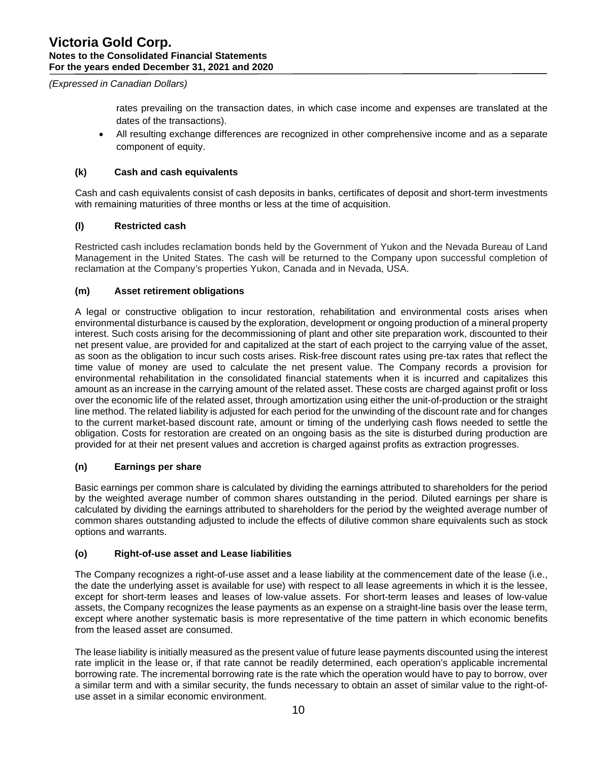rates prevailing on the transaction dates, in which case income and expenses are translated at the dates of the transactions).

- All resulting exchange differences are recognized in other comprehensive income and as a separate component of equity.

### (k) Cash and cash equivalents

Cash and cash equivalents consist of cash deposits in banks, certificates of deposit and short-term investments with remaining maturities of three months or less at the time of acquisition.

### (l) Restricted cash

Restricted cash includes reclamation bonds held by the Government of Yukon and the Nevada Bureau of Land Management in the United States. The cash will be returned to the Company upon successful completion of reclamation at the Company's properties Yukon, Canada and in Nevada, USA.

### (m) Asset retirement obligations

A legal or constructive obligation to incur restoration, rehabilitation and environmental costs arises when environmental disturbance is caused by the exploration, development or ongoing production of a mineral property interest. Such costs arising for the decommissioning of plant and other site preparation work, discounted to their net present value, are provided for and capitalized at the start of each project to the carrying value of the asset, as soon as the obligation to incur such costs arises. Risk-free discount rates using pre-tax rates that reflect the time value of money are used to calculate the net present value. The Company records a provision for environmental rehabilitation in the consolidated financial statements when it is incurred and capitalizes this amount as an increase in the carrying amount of the related asset. These costs are charged against profit or loss over the economic life of the related asset, through amortization using either the unit-of-production or the straight line method. The related liability is adjusted for each period for the unwinding of the discount rate and for changes to the current market-based discount rate, amount or timing of the underlying cash flows needed to settle the obligation. Costs for restoration are created on an ongoing basis as the site is disturbed during production are provided for at their net present values and accretion is charged against profits as extraction progresses.

### (n) Earnings per share

Basic earnings per common share is calculated by dividing the earnings attributed to shareholders for the period by the weighted average number of common shares outstanding in the period. Diluted earnings per share is calculated by dividing the earnings attributed to shareholders for the period by the weighted average number of common shares outstanding adjusted to include the effects of dilutive common share equivalents such as stock options and warrants.

### (o) Right-of-use asset and Lease liabilities

The Company recognizes a right-of-use asset and a lease liability at the commencement date of the lease (i.e., the date the underlying asset is available for use) with respect to all lease agreements in which it is the lessee, except for short-term leases and leases of low-value assets. For short-term leases and leases of low-value assets, the Company recognizes the lease payments as an expense on a straight-line basis over the lease term, except where another systematic basis is more representative of the time pattern in which economic benefits from the leased asset are consumed.

The lease liability is initially measured as the present value of future lease payments discounted using the interest rate implicit in the lease or, if that rate cannot be readily determined, each operation's applicable incremental borrowing rate. The incremental borrowing rate is the rate which the operation would have to pay to borrow, over a similar term and with a similar security, the funds necessary to obtain an asset of similar value to the right-of-use asset in a similar economic environment.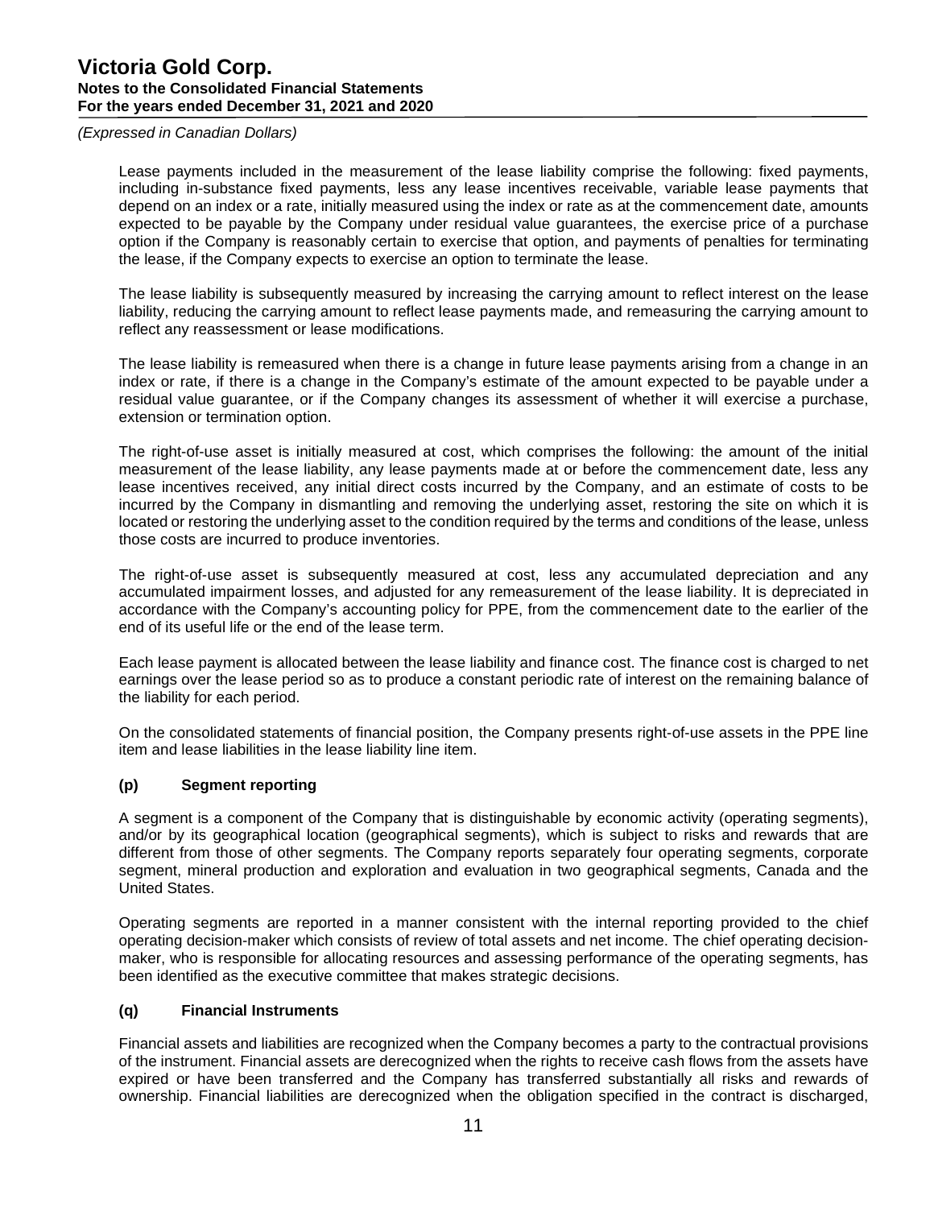Lease payments included in the measurement of the lease liability comprise the following: fixed payments, including in-substance fixed payments, less any lease incentives receivable, variable lease payments that depend on an index or a rate, initially measured using the index or rate as at the commencement date, amounts expected to be payable by the Company under residual value guarantees, the exercise price of a purchase option if the Company is reasonably certain to exercise that option, and payments of penalties for terminating the lease, if the Company expects to exercise an option to terminate the lease.

The lease liability is subsequently measured by increasing the carrying amount to reflect interest on the lease liability, reducing the carrying amount to reflect lease payments made, and remeasuring the carrying amount to reflect any reassessment or lease modifications.

The lease liability is remeasured when there is a change in future lease payments arising from a change in an index or rate, if there is a change in the Company's estimate of the amount expected to be payable under a residual value guarantee, or if the Company changes its assessment of whether it will exercise a purchase, extension or termination option.

The right-of-use asset is initially measured at cost, which comprises the following: the amount of the initial measurement of the lease liability, any lease payments made at or before the commencement date, less any lease incentives received, any initial direct costs incurred by the Company, and an estimate of costs to be incurred by the Company in dismantling and removing the underlying asset, restoring the site on which it is located or restoring the underlying asset to the condition required by the terms and conditions of the lease, unless those costs are incurred to produce inventories.

The right-of-use asset is subsequently measured at cost, less any accumulated depreciation and any accumulated impairment losses, and adjusted for any remeasurement of the lease liability. It is depreciated in accordance with the Company's accounting policy for PPE, from the commencement date to the earlier of the end of its useful life or the end of the lease term.

Each lease payment is allocated between the lease liability and finance cost. The finance cost is charged to net earnings over the lease period so as to produce a constant periodic rate of interest on the remaining balance of the liability for each period.

On the consolidated statements of financial position, the Company presents right-of-use assets in the PPE line item and lease liabilities in the lease liability line item.

### (p) Segment reporting

A segment is a component of the Company that is distinguishable by economic activity (operating segments), and/or by its geographical location (geographical segments), which is subject to risks and rewards that are different from those of other segments. The Company reports separately four operating segments, corporate segment, mineral production and exploration and evaluation in two geographical segments, Canada and the United States.

Operating segments are reported in a manner consistent with the internal reporting provided to the chief operating decision-maker which consists of review of total assets and net income. The chief operating decision-maker, who is responsible for allocating resources and assessing performance of the operating segments, has been identified as the executive committee that makes strategic decisions.

### (q) Financial Instruments

Financial assets and liabilities are recognized when the Company becomes a party to the contractual provisions of the instrument. Financial assets are derecognized when the rights to receive cash flows from the assets have expired or have been transferred and the Company has transferred substantially all risks and rewards of ownership. Financial liabilities are derecognized when the obligation specified in the contract is discharged,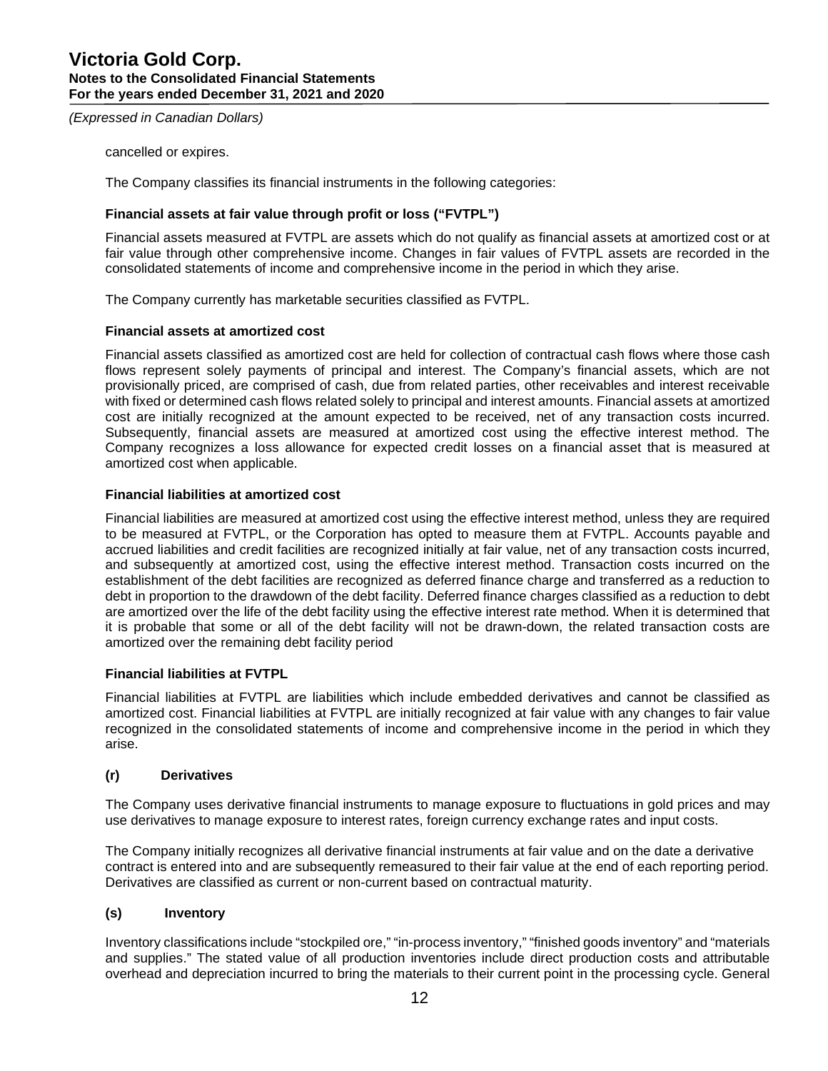cancelled or expires.

The Company classifies its financial instruments in the following categories:

**Financial assets at fair value through profit or loss (“FVTPL”)**

Financial assets measured at FVTPL are assets which do not qualify as financial assets at amortized cost or at fair value through other comprehensive income. Changes in fair values of FVTPL assets are recorded in the consolidated statements of income and comprehensive income in the period in which they arise.

The Company currently has marketable securities classified as FVTPL.

**Financial assets at amortized cost**

Financial assets classified as amortized cost are held for collection of contractual cash flows where those cash flows represent solely payments of principal and interest. The Company’s financial assets, which are not provisionally priced, are comprised of cash, due from related parties, other receivables and interest receivable with fixed or determined cash flows related solely to principal and interest amounts. Financial assets at amortized cost are initially recognized at the amount expected to be received, net of any transaction costs incurred. Subsequently, financial assets are measured at amortized cost using the effective interest method. The Company recognizes a loss allowance for expected credit losses on a financial asset that is measured at amortized cost when applicable.

**Financial liabilities at amortized cost**

Financial liabilities are measured at amortized cost using the effective interest method, unless they are required to be measured at FVTPL, or the Corporation has opted to measure them at FVTPL. Accounts payable and accrued liabilities and credit facilities are recognized initially at fair value, net of any transaction costs incurred, and subsequently at amortized cost, using the effective interest method. Transaction costs incurred on the establishment of the debt facilities are recognized as deferred finance charge and transferred as a reduction to debt in proportion to the drawdown of the debt facility. Deferred finance charges classified as a reduction to debt are amortized over the life of the debt facility using the effective interest rate method. When it is determined that it is probable that some or all of the debt facility will not be drawn-down, the related transaction costs are amortized over the remaining debt facility period

**Financial liabilities at FVTPL**

Financial liabilities at FVTPL are liabilities which include embedded derivatives and cannot be classified as amortized cost. Financial liabilities at FVTPL are initially recognized at fair value with any changes to fair value recognized in the consolidated statements of income and comprehensive income in the period in which they arise.

### (r) Derivatives

The Company uses derivative financial instruments to manage exposure to fluctuations in gold prices and may use derivatives to manage exposure to interest rates, foreign currency exchange rates and input costs.

The Company initially recognizes all derivative financial instruments at fair value and on the date a derivative contract is entered into and are subsequently remeasured to their fair value at the end of each reporting period. Derivatives are classified as current or non-current based on contractual maturity.

### (s) Inventory

Inventory classifications include “stockpiled ore,” “in-process inventory,” “finished goods inventory” and “materials and supplies.” The stated value of all production inventories include direct production costs and attributable overhead and depreciation incurred to bring the materials to their current point in the processing cycle. General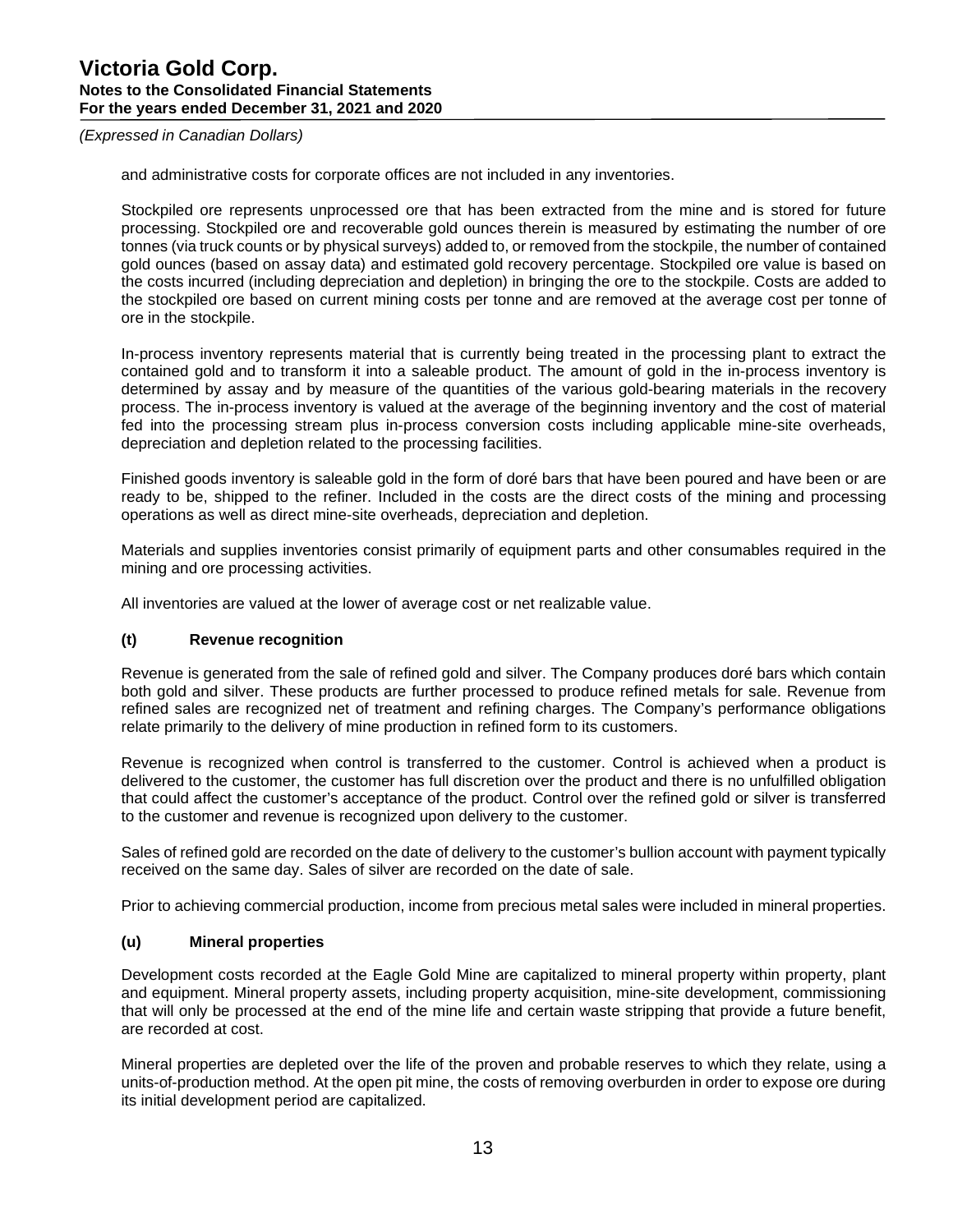and administrative costs for corporate offices are not included in any inventories.

Stockpiled ore represents unprocessed ore that has been extracted from the mine and is stored for future processing. Stockpiled ore and recoverable gold ounces therein is measured by estimating the number of ore tonnes (via truck counts or by physical surveys) added to, or removed from the stockpile, the number of contained gold ounces (based on assay data) and estimated gold recovery percentage. Stockpiled ore value is based on the costs incurred (including depreciation and depletion) in bringing the ore to the stockpile. Costs are added to the stockpiled ore based on current mining costs per tonne and are removed at the average cost per tonne of ore in the stockpile.

In-process inventory represents material that is currently being treated in the processing plant to extract the contained gold and to transform it into a saleable product. The amount of gold in the in-process inventory is determined by assay and by measure of the quantities of the various gold-bearing materials in the recovery process. The in-process inventory is valued at the average of the beginning inventory and the cost of material fed into the processing stream plus in-process conversion costs including applicable mine-site overheads, depreciation and depletion related to the processing facilities.

Finished goods inventory is saleable gold in the form of doré bars that have been poured and have been or are ready to be, shipped to the refiner. Included in the costs are the direct costs of the mining and processing operations as well as direct mine-site overheads, depreciation and depletion.

Materials and supplies inventories consist primarily of equipment parts and other consumables required in the mining and ore processing activities.

All inventories are valued at the lower of average cost or net realizable value.

### (t) Revenue recognition

Revenue is generated from the sale of refined gold and silver. The Company produces doré bars which contain both gold and silver. These products are further processed to produce refined metals for sale. Revenue from refined sales are recognized net of treatment and refining charges. The Company's performance obligations relate primarily to the delivery of mine production in refined form to its customers.

Revenue is recognized when control is transferred to the customer. Control is achieved when a product is delivered to the customer, the customer has full discretion over the product and there is no unfulfilled obligation that could affect the customer's acceptance of the product. Control over the refined gold or silver is transferred to the customer and revenue is recognized upon delivery to the customer.

Sales of refined gold are recorded on the date of delivery to the customer's bullion account with payment typically received on the same day. Sales of silver are recorded on the date of sale.

Prior to achieving commercial production, income from precious metal sales were included in mineral properties.

### (u) Mineral properties

Development costs recorded at the Eagle Gold Mine are capitalized to mineral property within property, plant and equipment. Mineral property assets, including property acquisition, mine-site development, commissioning that will only be processed at the end of the mine life and certain waste stripping that provide a future benefit, are recorded at cost.

Mineral properties are depleted over the life of the proven and probable reserves to which they relate, using a units-of-production method. At the open pit mine, the costs of removing overburden in order to expose ore during its initial development period are capitalized.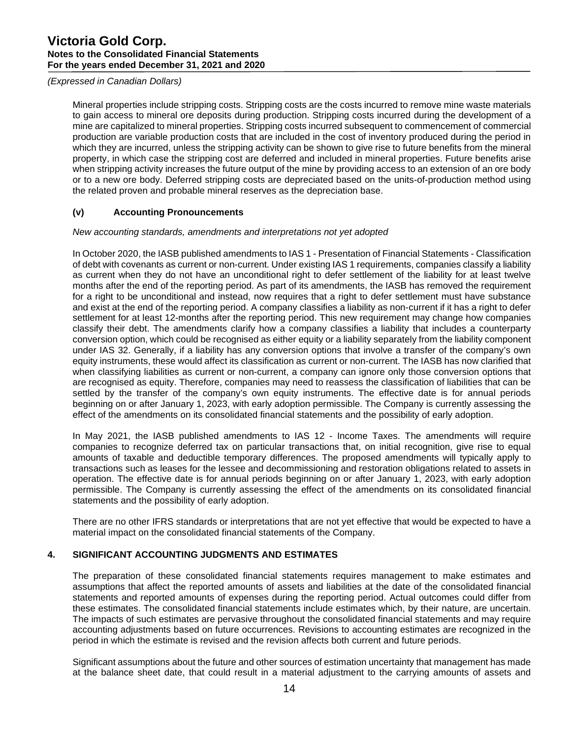Mineral properties include stripping costs. Stripping costs are the costs incurred to remove mine waste materials to gain access to mineral ore deposits during production. Stripping costs incurred during the development of a mine are capitalized to mineral properties. Stripping costs incurred subsequent to commencement of commercial production are variable production costs that are included in the cost of inventory produced during the period in which they are incurred, unless the stripping activity can be shown to give rise to future benefits from the mineral property, in which case the stripping cost are deferred and included in mineral properties. Future benefits arise when stripping activity increases the future output of the mine by providing access to an extension of an ore body or to a new ore body. Deferred stripping costs are depreciated based on the units-of-production method using the related proven and probable mineral reserves as the depreciation base.

### (v) Accounting Pronouncements

*New accounting standards, amendments and interpretations not yet adopted*

In October 2020, the IASB published amendments to IAS 1 - Presentation of Financial Statements - Classification of debt with covenants as current or non-current. Under existing IAS 1 requirements, companies classify a liability as current when they do not have an unconditional right to defer settlement of the liability for at least twelve months after the end of the reporting period. As part of its amendments, the IASB has removed the requirement for a right to be unconditional and instead, now requires that a right to defer settlement must have substance and exist at the end of the reporting period. A company classifies a liability as non-current if it has a right to defer settlement for at least 12-months after the reporting period. This new requirement may change how companies classify their debt. The amendments clarify how a company classifies a liability that includes a counterparty conversion option, which could be recognised as either equity or a liability separately from the liability component under IAS 32. Generally, if a liability has any conversion options that involve a transfer of the company's own equity instruments, these would affect its classification as current or non-current. The IASB has now clarified that when classifying liabilities as current or non-current, a company can ignore only those conversion options that are recognised as equity. Therefore, companies may need to reassess the classification of liabilities that can be settled by the transfer of the company's own equity instruments. The effective date is for annual periods beginning on or after January 1, 2023, with early adoption permissible. The Company is currently assessing the effect of the amendments on its consolidated financial statements and the possibility of early adoption.

In May 2021, the IASB published amendments to IAS 12 - Income Taxes. The amendments will require companies to recognize deferred tax on particular transactions that, on initial recognition, give rise to equal amounts of taxable and deductible temporary differences. The proposed amendments will typically apply to transactions such as leases for the lessee and decommissioning and restoration obligations related to assets in operation. The effective date is for annual periods beginning on or after January 1, 2023, with early adoption permissible. The Company is currently assessing the effect of the amendments on its consolidated financial statements and the possibility of early adoption.

There are no other IFRS standards or interpretations that are not yet effective that would be expected to have a material impact on the consolidated financial statements of the Company.

## 4. SIGNIFICANT ACCOUNTING JUDGMENTS AND ESTIMATES

The preparation of these consolidated financial statements requires management to make estimates and assumptions that affect the reported amounts of assets and liabilities at the date of the consolidated financial statements and reported amounts of expenses during the reporting period. Actual outcomes could differ from these estimates. The consolidated financial statements include estimates which, by their nature, are uncertain. The impacts of such estimates are pervasive throughout the consolidated financial statements and may require accounting adjustments based on future occurrences. Revisions to accounting estimates are recognized in the period in which the estimate is revised and the revision affects both current and future periods.

Significant assumptions about the future and other sources of estimation uncertainty that management has made at the balance sheet date, that could result in a material adjustment to the carrying amounts of assets and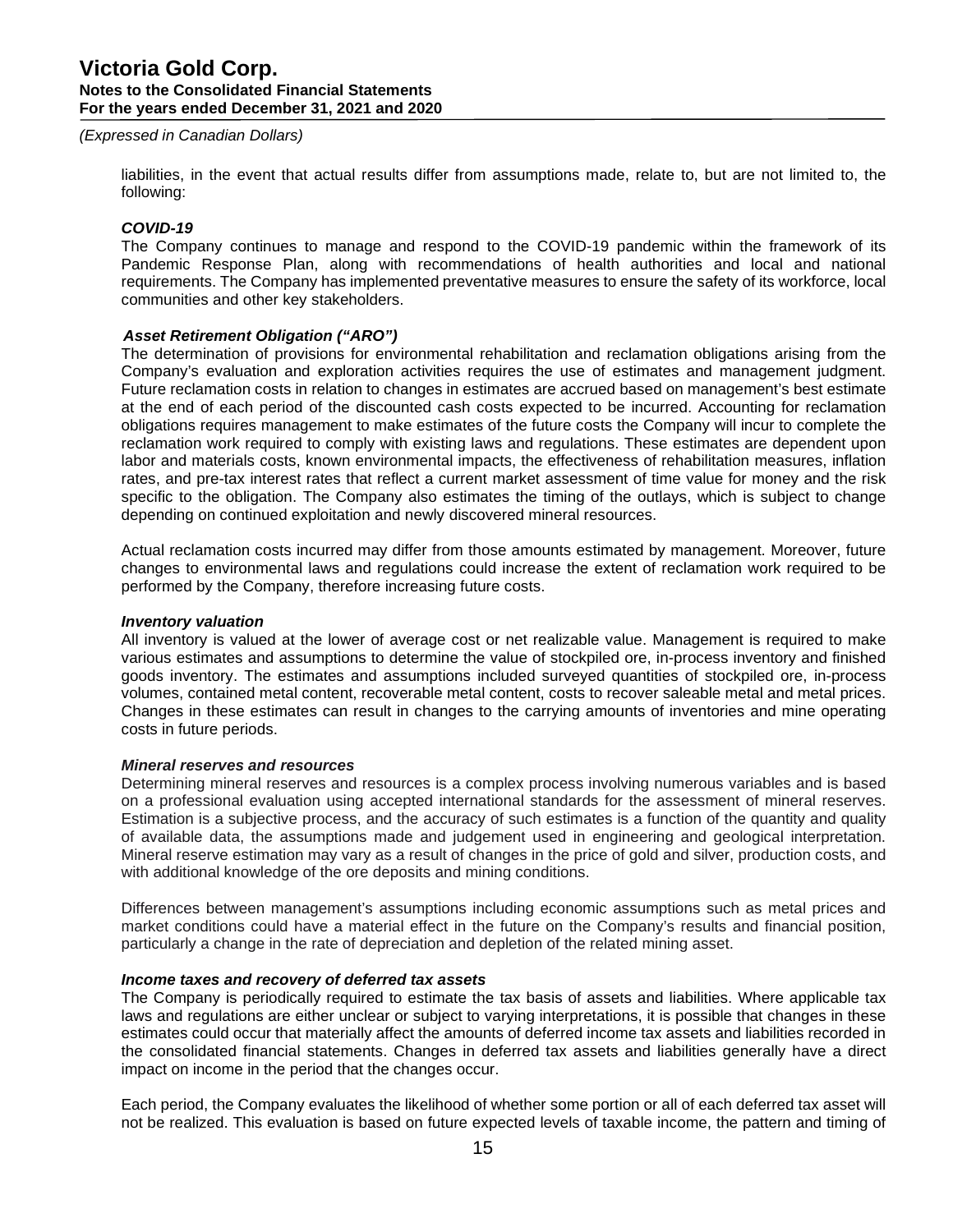liabilities, in the event that actual results differ from assumptions made, relate to, but are not limited to, the following:

***COVID-19***

The Company continues to manage and respond to the COVID-19 pandemic within the framework of its Pandemic Response Plan, along with recommendations of health authorities and local and national requirements. The Company has implemented preventative measures to ensure the safety of its workforce, local communities and other key stakeholders.

***Asset Retirement Obligation ("ARO")***

The determination of provisions for environmental rehabilitation and reclamation obligations arising from the Company's evaluation and exploration activities requires the use of estimates and management judgment. Future reclamation costs in relation to changes in estimates are accrued based on management's best estimate at the end of each period of the discounted cash costs expected to be incurred. Accounting for reclamation obligations requires management to make estimates of the future costs the Company will incur to complete the reclamation work required to comply with existing laws and regulations. These estimates are dependent upon labor and materials costs, known environmental impacts, the effectiveness of rehabilitation measures, inflation rates, and pre-tax interest rates that reflect a current market assessment of time value for money and the risk specific to the obligation. The Company also estimates the timing of the outlays, which is subject to change depending on continued exploitation and newly discovered mineral resources.

Actual reclamation costs incurred may differ from those amounts estimated by management. Moreover, future changes to environmental laws and regulations could increase the extent of reclamation work required to be performed by the Company, therefore increasing future costs.

***Inventory valuation***

All inventory is valued at the lower of average cost or net realizable value. Management is required to make various estimates and assumptions to determine the value of stockpiled ore, in-process inventory and finished goods inventory. The estimates and assumptions included surveyed quantities of stockpiled ore, in-process volumes, contained metal content, recoverable metal content, costs to recover saleable metal and metal prices. Changes in these estimates can result in changes to the carrying amounts of inventories and mine operating costs in future periods.

***Mineral reserves and resources***

Determining mineral reserves and resources is a complex process involving numerous variables and is based on a professional evaluation using accepted international standards for the assessment of mineral reserves. Estimation is a subjective process, and the accuracy of such estimates is a function of the quantity and quality of available data, the assumptions made and judgement used in engineering and geological interpretation. Mineral reserve estimation may vary as a result of changes in the price of gold and silver, production costs, and with additional knowledge of the ore deposits and mining conditions.

Differences between management's assumptions including economic assumptions such as metal prices and market conditions could have a material effect in the future on the Company's results and financial position, particularly a change in the rate of depreciation and depletion of the related mining asset.

***Income taxes and recovery of deferred tax assets***

The Company is periodically required to estimate the tax basis of assets and liabilities. Where applicable tax laws and regulations are either unclear or subject to varying interpretations, it is possible that changes in these estimates could occur that materially affect the amounts of deferred income tax assets and liabilities recorded in the consolidated financial statements. Changes in deferred tax assets and liabilities generally have a direct impact on income in the period that the changes occur.

Each period, the Company evaluates the likelihood of whether some portion or all of each deferred tax asset will not be realized. This evaluation is based on future expected levels of taxable income, the pattern and timing of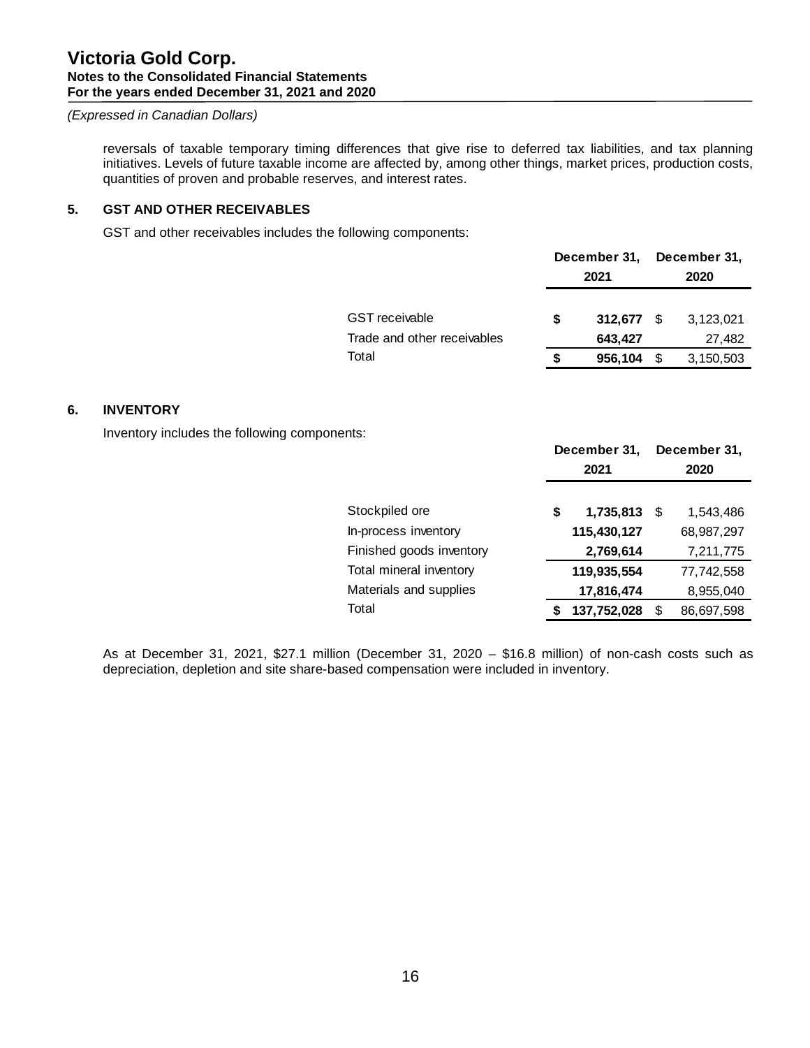reversals of taxable temporary timing differences that give rise to deferred tax liabilities, and tax planning initiatives. Levels of future taxable income are affected by, among other things, market prices, production costs, quantities of proven and probable reserves, and interest rates.

## 5. GST AND OTHER RECEIVABLES

GST and other receivables includes the following components:

| | December 31, 2021 | December 31, 2020 |
|---|---|---|
| GST receivable | **$ 312,677** | $ 3,123,021 |
| Trade and other receivables | **643,427** | 27,482 |
| Total | **$ 956,104** | $ 3,150,503 |

## 6. INVENTORY

Inventory includes the following components:

| | December 31, 2021 | December 31, 2020 |
|---|---|---|
| Stockpiled ore | **$ 1,735,813** | $ 1,543,486 |
| In-process inventory | **115,430,127** | 68,987,297 |
| Finished goods inventory | **2,769,614** | 7,211,775 |
| Total mineral inventory | **119,935,554** | 77,742,558 |
| Materials and supplies | **17,816,474** | 8,955,040 |
| Total | **$ 137,752,028** | $ 86,697,598 |

As at December 31, 2021, $27.1 million (December 31, 2020 – $16.8 million) of non-cash costs such as depreciation, depletion and site share-based compensation were included in inventory.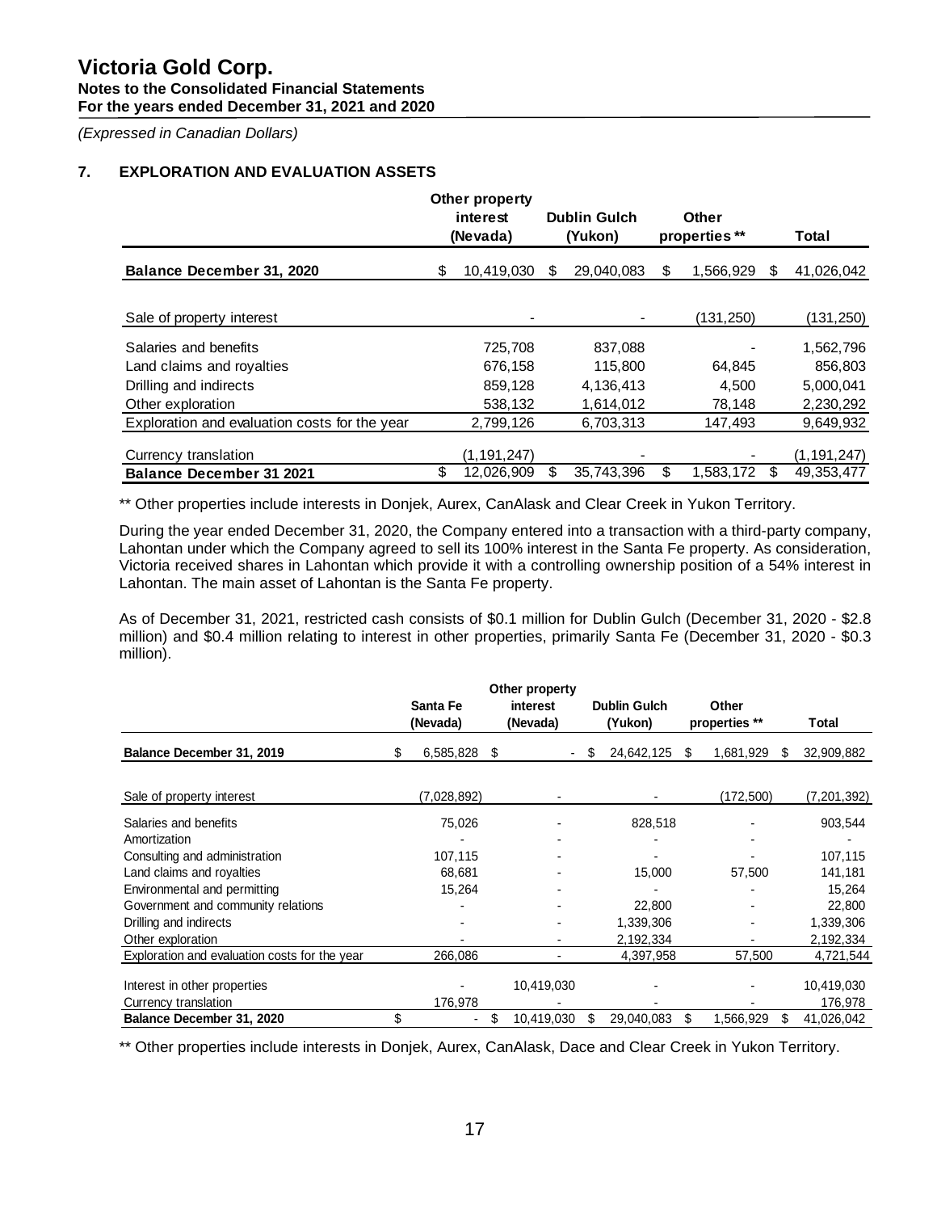## 7. EXPLORATION AND EVALUATION ASSETS

| | Other property interest (Nevada) | Dublin Gulch (Yukon) | Other properties ** | Total |
|---|---|---|---|---|
| **Balance December 31, 2020** | $ 10,419,030 | $ 29,040,083 | $ 1,566,929 | $ 41,026,042 |
| Sale of property interest | - | - | (131,250) | (131,250) |
| Salaries and benefits | 725,708 | 837,088 | - | 1,562,796 |
| Land claims and royalties | 676,158 | 115,800 | 64,845 | 856,803 |
| Drilling and indirects | 859,128 | 4,136,413 | 4,500 | 5,000,041 |
| Other exploration | 538,132 | 1,614,012 | 78,148 | 2,230,292 |
| Exploration and evaluation costs for the year | 2,799,126 | 6,703,313 | 147,493 | 9,649,932 |
| Currency translation | (1,191,247) | - | - | (1,191,247) |
| **Balance December 31 2021** | $ 12,026,909 | $ 35,743,396 | $ 1,583,172 | $ 49,353,477 |

** Other properties include interests in Donjek, Aurex, CanAlask and Clear Creek in Yukon Territory.

During the year ended December 31, 2020, the Company entered into a transaction with a third-party company, Lahontan under which the Company agreed to sell its 100% interest in the Santa Fe property. As consideration, Victoria received shares in Lahontan which provide it with a controlling ownership position of a 54% interest in Lahontan. The main asset of Lahontan is the Santa Fe property.

As of December 31, 2021, restricted cash consists of $0.1 million for Dublin Gulch (December 31, 2020 - $2.8 million) and $0.4 million relating to interest in other properties, primarily Santa Fe (December 31, 2020 - $0.3 million).

| | Santa Fe (Nevada) | Other property interest (Nevada) | Dublin Gulch (Yukon) | Other properties ** | Total |
|---|---|---|---|---|---|
| **Balance December 31, 2019** | $ 6,585,828 | $ - | $ 24,642,125 | $ 1,681,929 | $ 32,909,882 |
| Sale of property interest | (7,028,892) | - | - | (172,500) | (7,201,392) |
| Salaries and benefits | 75,026 | - | 828,518 | - | 903,544 |
| Amortization | - | - | - | - | - |
| Consulting and administration | 107,115 | - | - | - | 107,115 |
| Land claims and royalties | 68,681 | - | 15,000 | 57,500 | 141,181 |
| Environmental and permitting | 15,264 | - | - | - | 15,264 |
| Government and community relations | - | - | 22,800 | - | 22,800 |
| Drilling and indirects | - | - | 1,339,306 | - | 1,339,306 |
| Other exploration | - | - | 2,192,334 | - | 2,192,334 |
| Exploration and evaluation costs for the year | 266,086 | - | 4,397,958 | 57,500 | 4,721,544 |
| Interest in other properties | - | 10,419,030 | - | - | 10,419,030 |
| Currency translation | 176,978 | - | - | - | 176,978 |
| **Balance December 31, 2020** | $ - | $ 10,419,030 | $ 29,040,083 | $ 1,566,929 | $ 41,026,042 |

** Other properties include interests in Donjek, Aurex, CanAlask, Dace and Clear Creek in Yukon Territory.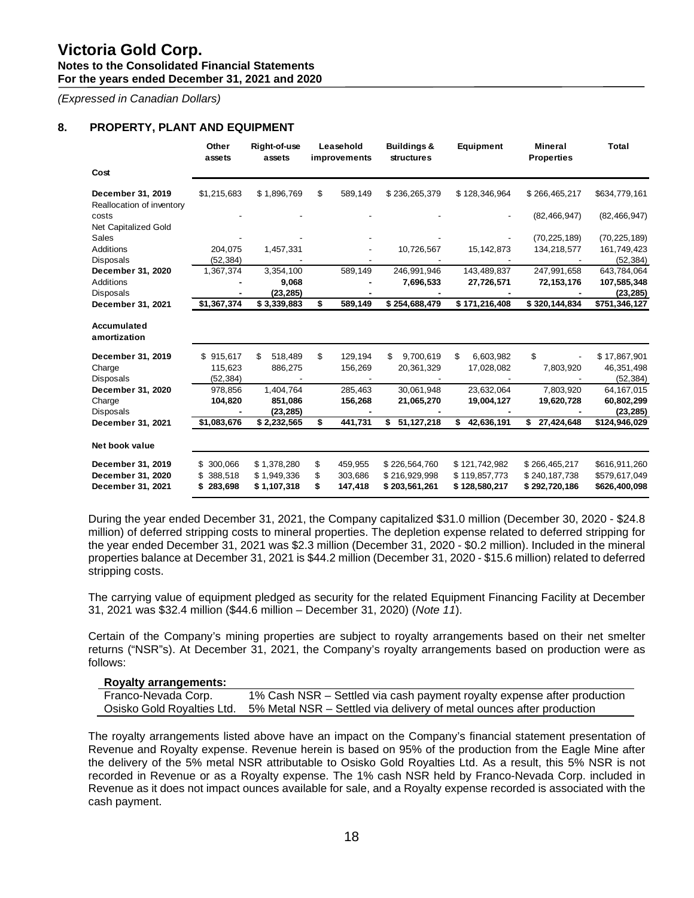**Victoria Gold Corp.**
**Notes to the Consolidated Financial Statements**
**For the years ended December 31, 2021 and 2020**

*(Expressed in Canadian Dollars)*

## 8. PROPERTY, PLANT AND EQUIPMENT

| | Other assets | Right-of-use assets | Leasehold improvements | Buildings & structures | Equipment | Mineral Properties | Total |
|---|---|---|---|---|---|---|---|
| **Cost** | | | | | | | |
| **December 31, 2019** | $1,215,683 | $ 1,896,769 | $ 589,149 | $ 236,265,379 | $ 128,346,964 | $ 266,465,217 | $634,779,161 |
| Reallocation of inventory costs | - | - | - | - | - | (82,466,947) | (82,466,947) |
| Net Capitalized Gold Sales | - | - | - | - | - | (70,225,189) | (70,225,189) |
| Additions | 204,075 | 1,457,331 | - | 10,726,567 | 15,142,873 | 134,218,577 | 161,749,423 |
| Disposals | (52,384) | - | - | - | - | - | (52,384) |
| **December 31, 2020** | 1,367,374 | 3,354,100 | 589,149 | 246,991,946 | 143,489,837 | 247,991,658 | 643,784,064 |
| Additions | **-** | **9,068** | **-** | **7,696,533** | **27,726,571** | **72,153,176** | **107,585,348** |
| Disposals | **-** | **(23,285)** | **-** | **-** | **-** | **-** | **(23,285)** |
| **December 31, 2021** | **$1,367,374** | **$ 3,339,883** | **$ 589,149** | **$ 254,688,479** | **$ 171,216,408** | **$ 320,144,834** | **$751,346,127** |
| **Accumulated amortization** | | | | | | | |
| **December 31, 2019** | $ 915,617 | $ 518,489 | $ 129,194 | $ 9,700,619 | $ 6,603,982 | $ - | $ 17,867,901 |
| Charge | 115,623 | 886,275 | 156,269 | 20,361,329 | 17,028,082 | 7,803,920 | 46,351,498 |
| Disposals | (52,384) | - | - | - | - | - | (52,384) |
| **December 31, 2020** | 978,856 | 1,404,764 | 285,463 | 30,061,948 | 23,632,064 | 7,803,920 | 64,167,015 |
| Charge | **104,820** | **851,086** | **156,268** | **21,065,270** | **19,004,127** | **19,620,728** | **60,802,299** |
| Disposals | **-** | **(23,285)** | **-** | **-** | **-** | **-** | **(23,285)** |
| **December 31, 2021** | **$1,083,676** | **$ 2,232,565** | **$ 441,731** | **$ 51,127,218** | **$ 42,636,191** | **$ 27,424,648** | **$124,946,029** |
| **Net book value** | | | | | | | |
| **December 31, 2019** | $ 300,066 | $ 1,378,280 | $ 459,955 | $ 226,564,760 | $ 121,742,982 | $ 266,465,217 | $616,911,260 |
| **December 31, 2020** | $ 388,518 | $ 1,949,336 | $ 303,686 | $ 216,929,998 | $ 119,857,773 | $ 240,187,738 | $579,617,049 |
| **December 31, 2021** | **$ 283,698** | **$ 1,107,318** | **$ 147,418** | **$ 203,561,261** | **$ 128,580,217** | **$ 292,720,186** | **$626,400,098** |

During the year ended December 31, 2021, the Company capitalized $31.0 million (December 30, 2020 - $24.8 million) of deferred stripping costs to mineral properties. The depletion expense related to deferred stripping for the year ended December 31, 2021 was $2.3 million (December 31, 2020 - $0.2 million). Included in the mineral properties balance at December 31, 2021 is $44.2 million (December 31, 2020 - $15.6 million) related to deferred stripping costs.

The carrying value of equipment pledged as security for the related Equipment Financing Facility at December 31, 2021 was $32.4 million ($44.6 million – December 31, 2020) (*Note 11*).

Certain of the Company's mining properties are subject to royalty arrangements based on their net smelter returns ("NSR"s). At December 31, 2021, the Company's royalty arrangements based on production were as follows:

| **Royalty arrangements:** | |
|---|---|
| Franco-Nevada Corp. | 1% Cash NSR – Settled via cash payment royalty expense after production |
| Osisko Gold Royalties Ltd. | 5% Metal NSR – Settled via delivery of metal ounces after production |

The royalty arrangements listed above have an impact on the Company's financial statement presentation of Revenue and Royalty expense. Revenue herein is based on 95% of the production from the Eagle Mine after the delivery of the 5% metal NSR attributable to Osisko Gold Royalties Ltd. As a result, this 5% NSR is not recorded in Revenue or as a Royalty expense. The 1% cash NSR held by Franco-Nevada Corp. included in Revenue as it does not impact ounces available for sale, and a Royalty expense recorded is associated with the cash payment.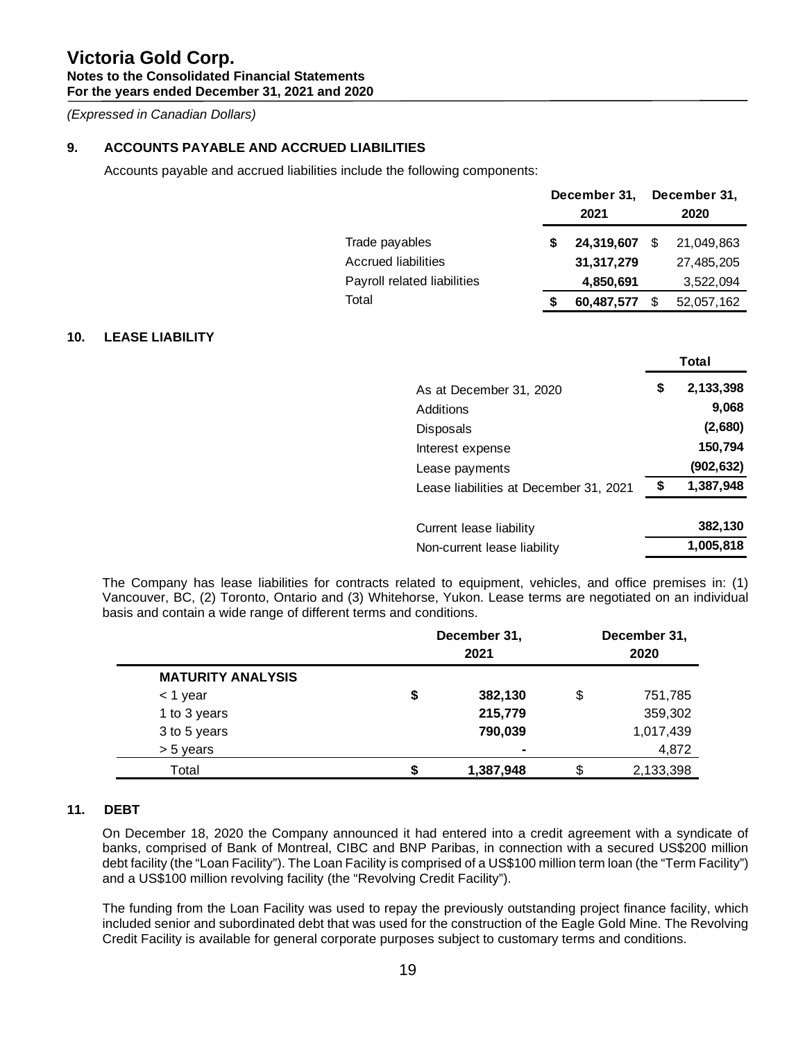# Victoria Gold Corp.

**Notes to the Consolidated Financial Statements**
**For the years ended December 31, 2021 and 2020**

*(Expressed in Canadian Dollars)*

## 9. ACCOUNTS PAYABLE AND ACCRUED LIABILITIES

Accounts payable and accrued liabilities include the following components:

| | December 31, 2021 | December 31, 2020 |
|---|---|---|
| Trade payables | **$ 24,319,607** | $ 21,049,863 |
| Accrued liabilities | **31,317,279** | 27,485,205 |
| Payroll related liabilities | **4,850,691** | 3,522,094 |
| Total | **$ 60,487,577** | $ 52,057,162 |

## 10. LEASE LIABILITY

| | Total |
|---|---|
| As at December 31, 2020 | **$ 2,133,398** |
| Additions | **9,068** |
| Disposals | **(2,680)** |
| Interest expense | **150,794** |
| Lease payments | **(902,632)** |
| Lease liabilities at December 31, 2021 | **$ 1,387,948** |
| | |
| Current lease liability | **382,130** |
| Non-current lease liability | **1,005,818** |

The Company has lease liabilities for contracts related to equipment, vehicles, and office premises in: (1) Vancouver, BC, (2) Toronto, Ontario and (3) Whitehorse, Yukon. Lease terms are negotiated on an individual basis and contain a wide range of different terms and conditions.

| | December 31, 2021 | December 31, 2020 |
|---|---|---|
| **MATURITY ANALYSIS** | | |
| < 1 year | **$ 382,130** | $ 751,785 |
| 1 to 3 years | **215,779** | 359,302 |
| 3 to 5 years | **790,039** | 1,017,439 |
| > 5 years | **-** | 4,872 |
| Total | **$ 1,387,948** | $ 2,133,398 |

## 11. DEBT

On December 18, 2020 the Company announced it had entered into a credit agreement with a syndicate of banks, comprised of Bank of Montreal, CIBC and BNP Paribas, in connection with a secured US$200 million debt facility (the "Loan Facility"). The Loan Facility is comprised of a US$100 million term loan (the "Term Facility") and a US$100 million revolving facility (the "Revolving Credit Facility").

The funding from the Loan Facility was used to repay the previously outstanding project finance facility, which included senior and subordinated debt that was used for the construction of the Eagle Gold Mine. The Revolving Credit Facility is available for general corporate purposes subject to customary terms and conditions.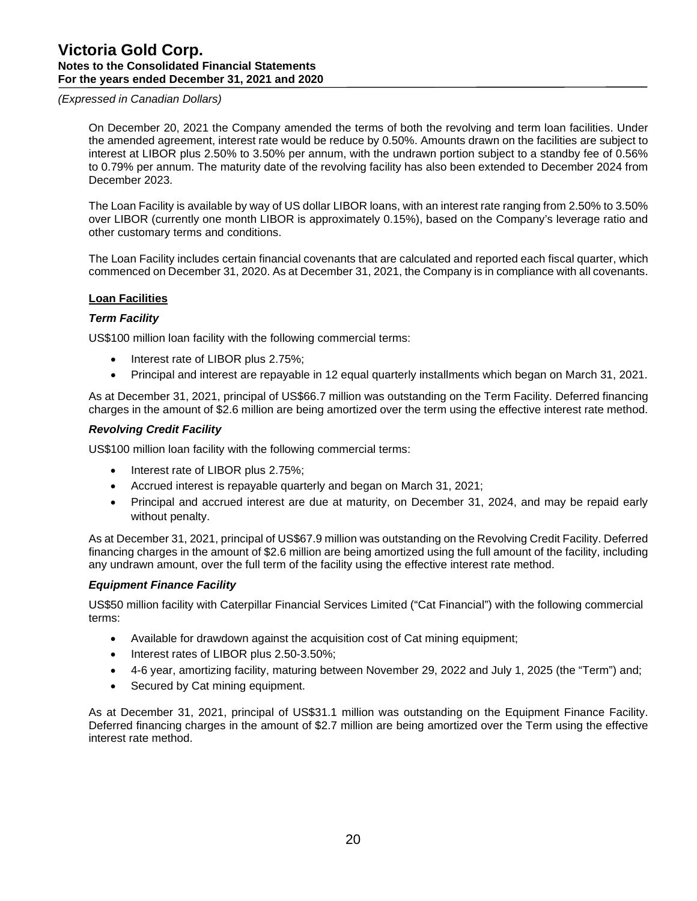On December 20, 2021 the Company amended the terms of both the revolving and term loan facilities. Under the amended agreement, interest rate would be reduce by 0.50%. Amounts drawn on the facilities are subject to interest at LIBOR plus 2.50% to 3.50% per annum, with the undrawn portion subject to a standby fee of 0.56% to 0.79% per annum. The maturity date of the revolving facility has also been extended to December 2024 from December 2023.

The Loan Facility is available by way of US dollar LIBOR loans, with an interest rate ranging from 2.50% to 3.50% over LIBOR (currently one month LIBOR is approximately 0.15%), based on the Company's leverage ratio and other customary terms and conditions.

The Loan Facility includes certain financial covenants that are calculated and reported each fiscal quarter, which commenced on December 31, 2020. As at December 31, 2021, the Company is in compliance with all covenants.

**Loan Facilities**

***Term Facility***

US$100 million loan facility with the following commercial terms:

- Interest rate of LIBOR plus 2.75%;
- Principal and interest are repayable in 12 equal quarterly installments which began on March 31, 2021.

As at December 31, 2021, principal of US$66.7 million was outstanding on the Term Facility. Deferred financing charges in the amount of $2.6 million are being amortized over the term using the effective interest rate method.

***Revolving Credit Facility***

US$100 million loan facility with the following commercial terms:

- Interest rate of LIBOR plus 2.75%;
- Accrued interest is repayable quarterly and began on March 31, 2021;
- Principal and accrued interest are due at maturity, on December 31, 2024, and may be repaid early without penalty.

As at December 31, 2021, principal of US$67.9 million was outstanding on the Revolving Credit Facility. Deferred financing charges in the amount of $2.6 million are being amortized using the full amount of the facility, including any undrawn amount, over the full term of the facility using the effective interest rate method.

***Equipment Finance Facility***

US$50 million facility with Caterpillar Financial Services Limited ("Cat Financial") with the following commercial terms:

- Available for drawdown against the acquisition cost of Cat mining equipment;
- Interest rates of LIBOR plus 2.50-3.50%;
- 4-6 year, amortizing facility, maturing between November 29, 2022 and July 1, 2025 (the "Term") and;
- Secured by Cat mining equipment.

As at December 31, 2021, principal of US$31.1 million was outstanding on the Equipment Finance Facility. Deferred financing charges in the amount of $2.7 million are being amortized over the Term using the effective interest rate method.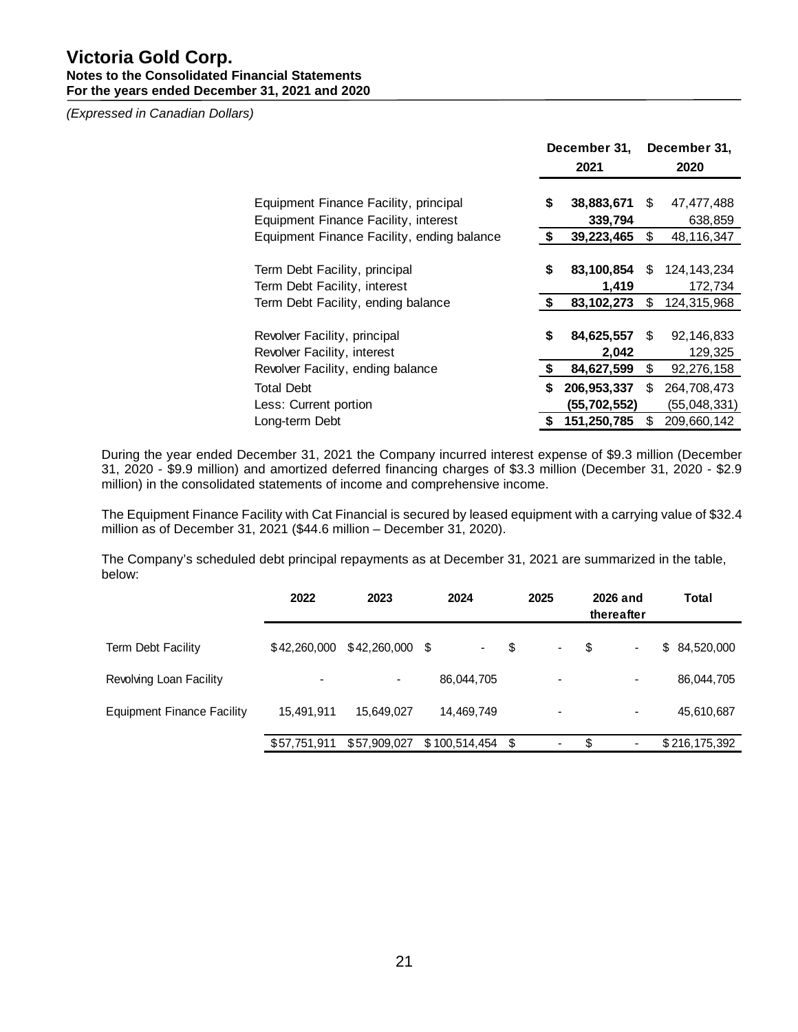# Victoria Gold Corp.

**Notes to the Consolidated Financial Statements**
**For the years ended December 31, 2021 and 2020**

*(Expressed in Canadian Dollars)*

| | December 31, 2021 | December 31, 2020 |
|---|---|---|
| Equipment Finance Facility, principal | **$ 38,883,671** | $ 47,477,488 |
| Equipment Finance Facility, interest | **339,794** | 638,859 |
| Equipment Finance Facility, ending balance | **$ 39,223,465** | $ 48,116,347 |
| | | |
| Term Debt Facility, principal | **$ 83,100,854** | $ 124,143,234 |
| Term Debt Facility, interest | **1,419** | 172,734 |
| Term Debt Facility, ending balance | **$ 83,102,273** | $ 124,315,968 |
| | | |
| Revolver Facility, principal | **$ 84,625,557** | $ 92,146,833 |
| Revolver Facility, interest | **2,042** | 129,325 |
| Revolver Facility, ending balance | **$ 84,627,599** | $ 92,276,158 |
| Total Debt | **$ 206,953,337** | $ 264,708,473 |
| Less: Current portion | **(55,702,552)** | (55,048,331) |
| Long-term Debt | **$ 151,250,785** | $ 209,660,142 |

During the year ended December 31, 2021 the Company incurred interest expense of $9.3 million (December 31, 2020 - $9.9 million) and amortized deferred financing charges of $3.3 million (December 31, 2020 - $2.9 million) in the consolidated statements of income and comprehensive income.

The Equipment Finance Facility with Cat Financial is secured by leased equipment with a carrying value of $32.4 million as of December 31, 2021 ($44.6 million – December 31, 2020).

The Company's scheduled debt principal repayments as at December 31, 2021 are summarized in the table, below:

| | 2022 | 2023 | 2024 | 2025 | 2026 and thereafter | Total |
|---|---|---|---|---|---|---|
| Term Debt Facility | $42,260,000 | $42,260,000 | $ - | $ - | $ - | $ 84,520,000 |
| Revolving Loan Facility | - | - | 86,044,705 | - | - | 86,044,705 |
| Equipment Finance Facility | 15,491,911 | 15,649,027 | 14,469,749 | - | - | 45,610,687 |
| | $57,751,911 | $57,909,027 | $ 100,514,454 | $ - | $ - | $ 216,175,392 |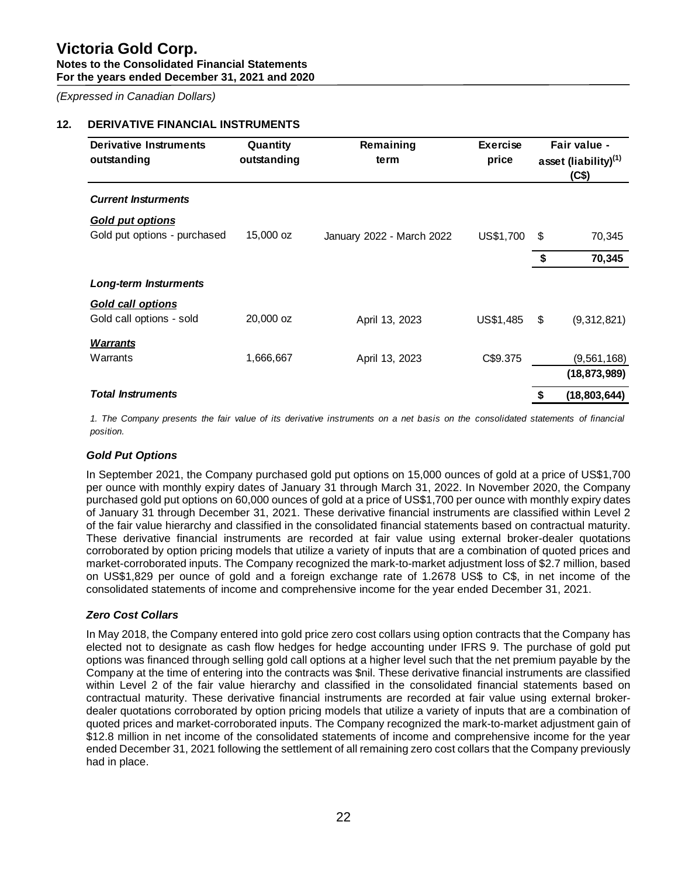# Victoria Gold Corp.

**Notes to the Consolidated Financial Statements**
**For the years ended December 31, 2021 and 2020**

*(Expressed in Canadian Dollars)*

## 12. DERIVATIVE FINANCIAL INSTRUMENTS

| Derivative Instruments outstanding | Quantity outstanding | Remaining term | Exercise price | Fair value - asset (liability)[1] (C$) | |
|---|---|---|---|---|---|
| ***Current Insturments*** | | | | | |
| ***Gold put options*** | | | | | |
| Gold put options - purchased | 15,000 oz | January 2022 - March 2022 | US$1,700 | $ | 70,345 |
| | | | | **$** | **70,345** |
| ***Long-term Insturments*** | | | | | |
| ***Gold call options*** | | | | | |
| Gold call options - sold | 20,000 oz | April 13, 2023 | US$1,485 | $ | (9,312,821) |
| ***Warrants*** | | | | | |
| Warrants | 1,666,667 | April 13, 2023 | C$9.375 | | (9,561,168) |
| | | | | | **(18,873,989)** |
| ***Total Instruments*** | | | | **$** | **(18,803,644)** |

*1. The Company presents the fair value of its derivative instruments on a net basis on the consolidated statements of financial position.*

### *Gold Put Options*

In September 2021, the Company purchased gold put options on 15,000 ounces of gold at a price of US$1,700 per ounce with monthly expiry dates of January 31 through March 31, 2022. In November 2020, the Company purchased gold put options on 60,000 ounces of gold at a price of US$1,700 per ounce with monthly expiry dates of January 31 through December 31, 2021. These derivative financial instruments are classified within Level 2 of the fair value hierarchy and classified in the consolidated financial statements based on contractual maturity. These derivative financial instruments are recorded at fair value using external broker-dealer quotations corroborated by option pricing models that utilize a variety of inputs that are a combination of quoted prices and market-corroborated inputs. The Company recognized the mark-to-market adjustment loss of $2.7 million, based on US$1,829 per ounce of gold and a foreign exchange rate of 1.2678 US$ to C$, in net income of the consolidated statements of income and comprehensive income for the year ended December 31, 2021.

### *Zero Cost Collars*

In May 2018, the Company entered into gold price zero cost collars using option contracts that the Company has elected not to designate as cash flow hedges for hedge accounting under IFRS 9. The purchase of gold put options was financed through selling gold call options at a higher level such that the net premium payable by the Company at the time of entering into the contracts was $nil. These derivative financial instruments are classified within Level 2 of the fair value hierarchy and classified in the consolidated financial statements based on contractual maturity. These derivative financial instruments are recorded at fair value using external broker-dealer quotations corroborated by option pricing models that utilize a variety of inputs that are a combination of quoted prices and market-corroborated inputs. The Company recognized the mark-to-market adjustment gain of $12.8 million in net income of the consolidated statements of income and comprehensive income for the year ended December 31, 2021 following the settlement of all remaining zero cost collars that the Company previously had in place.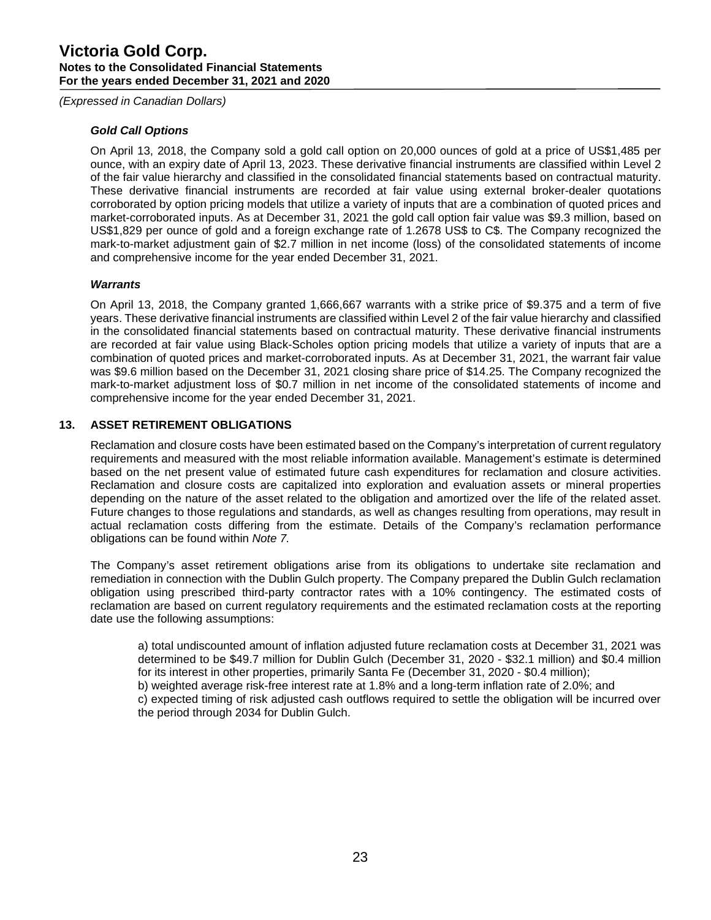### *Gold Call Options*

On April 13, 2018, the Company sold a gold call option on 20,000 ounces of gold at a price of US$1,485 per ounce, with an expiry date of April 13, 2023. These derivative financial instruments are classified within Level 2 of the fair value hierarchy and classified in the consolidated financial statements based on contractual maturity. These derivative financial instruments are recorded at fair value using external broker-dealer quotations corroborated by option pricing models that utilize a variety of inputs that are a combination of quoted prices and market-corroborated inputs. As at December 31, 2021 the gold call option fair value was $9.3 million, based on US$1,829 per ounce of gold and a foreign exchange rate of 1.2678 US$ to C$. The Company recognized the mark-to-market adjustment gain of $2.7 million in net income (loss) of the consolidated statements of income and comprehensive income for the year ended December 31, 2021.

### *Warrants*

On April 13, 2018, the Company granted 1,666,667 warrants with a strike price of $9.375 and a term of five years. These derivative financial instruments are classified within Level 2 of the fair value hierarchy and classified in the consolidated financial statements based on contractual maturity. These derivative financial instruments are recorded at fair value using Black-Scholes option pricing models that utilize a variety of inputs that are a combination of quoted prices and market-corroborated inputs. As at December 31, 2021, the warrant fair value was $9.6 million based on the December 31, 2021 closing share price of $14.25. The Company recognized the mark-to-market adjustment loss of $0.7 million in net income of the consolidated statements of income and comprehensive income for the year ended December 31, 2021.

## 13. ASSET RETIREMENT OBLIGATIONS

Reclamation and closure costs have been estimated based on the Company's interpretation of current regulatory requirements and measured with the most reliable information available. Management's estimate is determined based on the net present value of estimated future cash expenditures for reclamation and closure activities. Reclamation and closure costs are capitalized into exploration and evaluation assets or mineral properties depending on the nature of the asset related to the obligation and amortized over the life of the related asset. Future changes to those regulations and standards, as well as changes resulting from operations, may result in actual reclamation costs differing from the estimate. Details of the Company's reclamation performance obligations can be found within *Note 7.*

The Company's asset retirement obligations arise from its obligations to undertake site reclamation and remediation in connection with the Dublin Gulch property. The Company prepared the Dublin Gulch reclamation obligation using prescribed third-party contractor rates with a 10% contingency. The estimated costs of reclamation are based on current regulatory requirements and the estimated reclamation costs at the reporting date use the following assumptions:

a) total undiscounted amount of inflation adjusted future reclamation costs at December 31, 2021 was determined to be $49.7 million for Dublin Gulch (December 31, 2020 - $32.1 million) and $0.4 million for its interest in other properties, primarily Santa Fe (December 31, 2020 - $0.4 million);
b) weighted average risk-free interest rate at 1.8% and a long-term inflation rate of 2.0%; and
c) expected timing of risk adjusted cash outflows required to settle the obligation will be incurred over the period through 2034 for Dublin Gulch.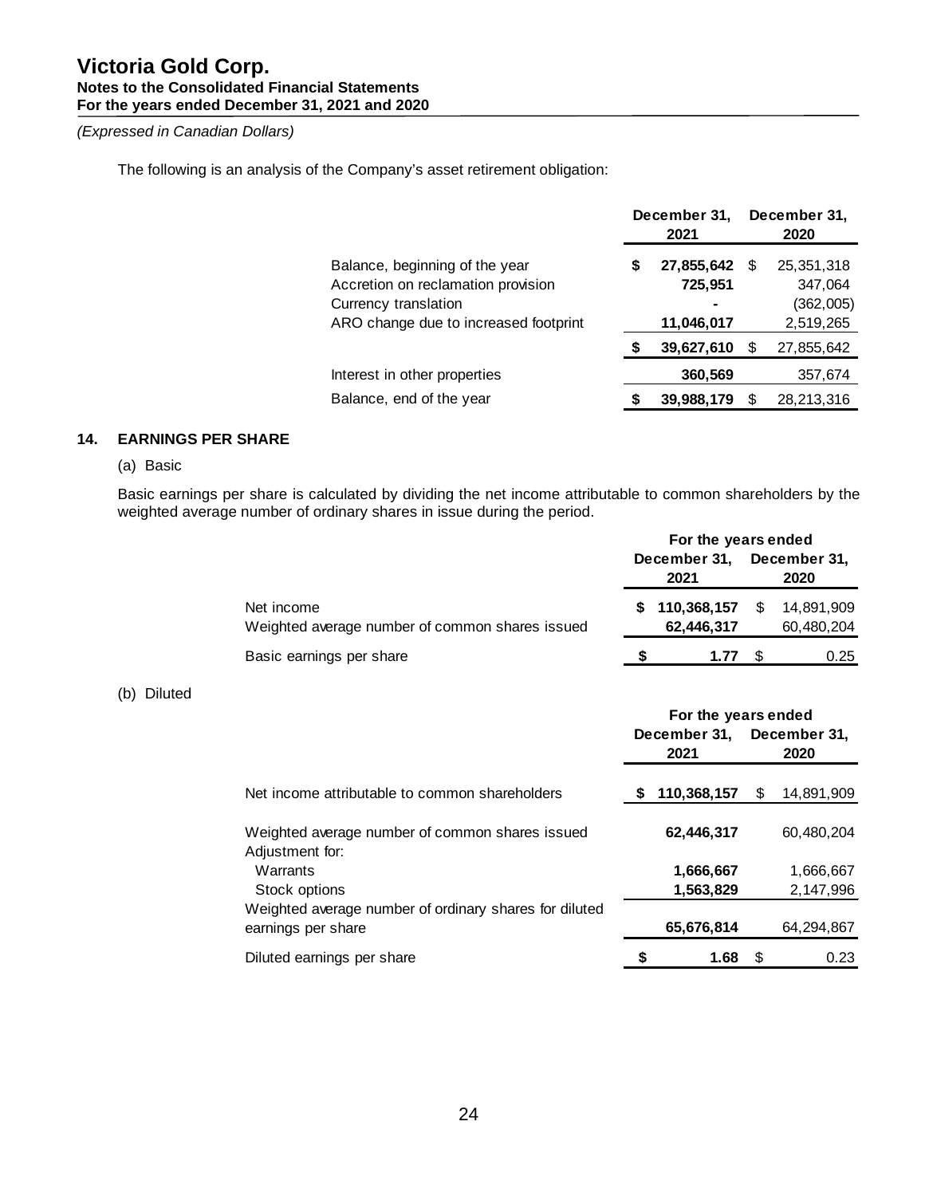# Victoria Gold Corp.
**Notes to the Consolidated Financial Statements**
**For the years ended December 31, 2021 and 2020**

*(Expressed in Canadian Dollars)*

The following is an analysis of the Company's asset retirement obligation:

| | December 31, 2021 | December 31, 2020 |
|---|---|---|
| Balance, beginning of the year | **$ 27,855,642** | $ 25,351,318 |
| Accretion on reclamation provision | **725,951** | 347,064 |
| Currency translation | **-** | (362,005) |
| ARO change due to increased footprint | **11,046,017** | 2,519,265 |
| | **$ 39,627,610** | $ 27,855,642 |
| Interest in other properties | **360,569** | 357,674 |
| Balance, end of the year | **$ 39,988,179** | $ 28,213,316 |

## 14. EARNINGS PER SHARE

(a) Basic

Basic earnings per share is calculated by dividing the net income attributable to common shareholders by the weighted average number of ordinary shares in issue during the period.

| | For the years ended | |
|---|---|---|
| | December 31, 2021 | December 31, 2020 |
| Net income | **$ 110,368,157** | $ 14,891,909 |
| Weighted average number of common shares issued | **62,446,317** | 60,480,204 |
| Basic earnings per share | **$ 1.77** | $ 0.25 |

(b) Diluted

| | For the years ended | |
|---|---|---|
| | December 31, 2021 | December 31, 2020 |
| Net income attributable to common shareholders | **$ 110,368,157** | $ 14,891,909 |
| Weighted average number of common shares issued | **62,446,317** | 60,480,204 |
| Adjustment for: | | |
| Warrants | **1,666,667** | 1,666,667 |
| Stock options | **1,563,829** | 2,147,996 |
| Weighted average number of ordinary shares for diluted earnings per share | **65,676,814** | 64,294,867 |
| Diluted earnings per share | **$ 1.68** | $ 0.23 |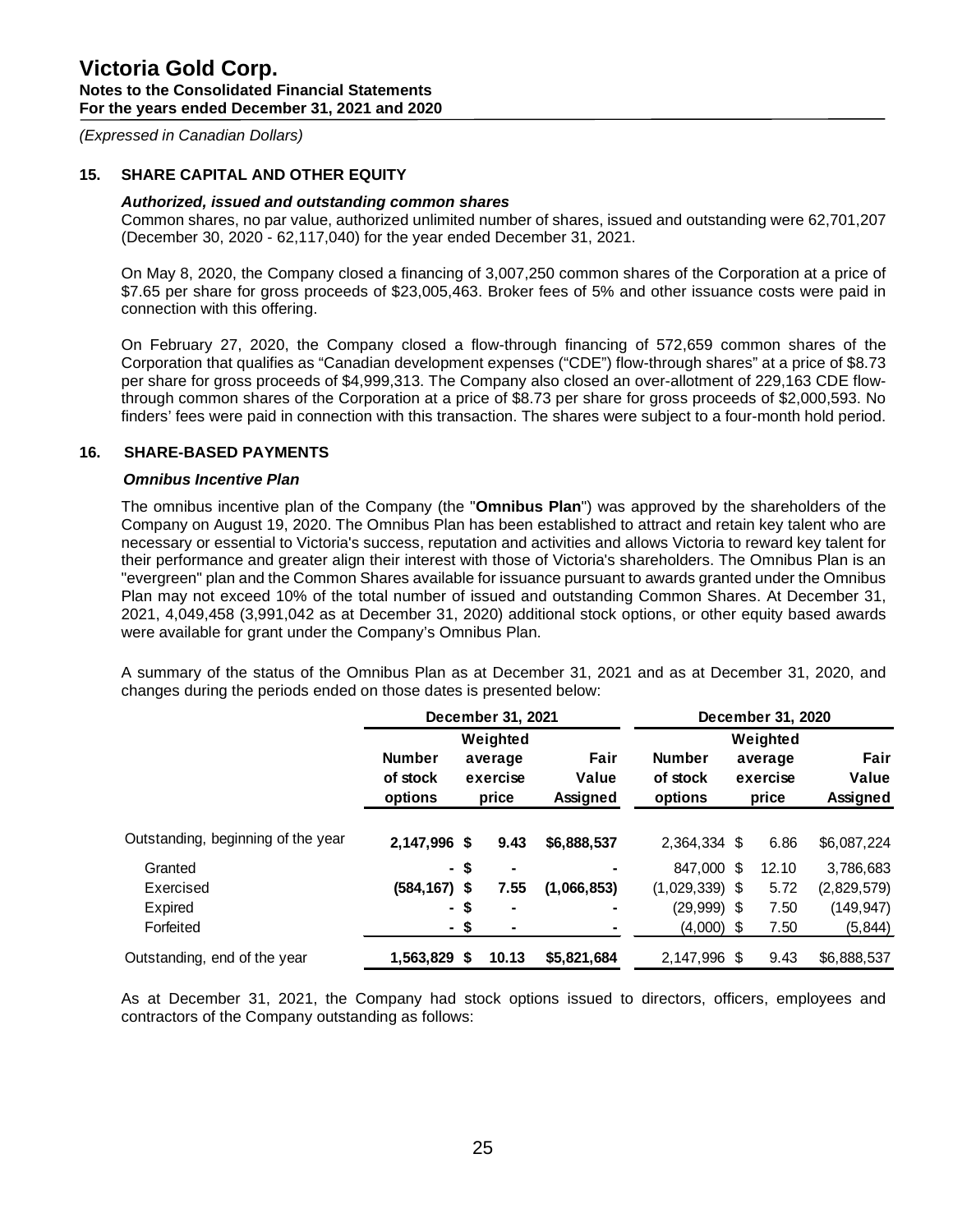# 15. SHARE CAPITAL AND OTHER EQUITY

### *Authorized, issued and outstanding common shares*

Common shares, no par value, authorized unlimited number of shares, issued and outstanding were 62,701,207 (December 30, 2020 - 62,117,040) for the year ended December 31, 2021.

On May 8, 2020, the Company closed a financing of 3,007,250 common shares of the Corporation at a price of $7.65 per share for gross proceeds of $23,005,463. Broker fees of 5% and other issuance costs were paid in connection with this offering.

On February 27, 2020, the Company closed a flow-through financing of 572,659 common shares of the Corporation that qualifies as “Canadian development expenses (“CDE”) flow-through shares” at a price of $8.73 per share for gross proceeds of $4,999,313. The Company also closed an over-allotment of 229,163 CDE flow-through common shares of the Corporation at a price of $8.73 per share for gross proceeds of $2,000,593. No finders' fees were paid in connection with this transaction. The shares were subject to a four-month hold period.

# 16. SHARE-BASED PAYMENTS

### *Omnibus Incentive Plan*

The omnibus incentive plan of the Company (the "**Omnibus Plan**") was approved by the shareholders of the Company on August 19, 2020. The Omnibus Plan has been established to attract and retain key talent who are necessary or essential to Victoria's success, reputation and activities and allows Victoria to reward key talent for their performance and greater align their interest with those of Victoria's shareholders. The Omnibus Plan is an "evergreen" plan and the Common Shares available for issuance pursuant to awards granted under the Omnibus Plan may not exceed 10% of the total number of issued and outstanding Common Shares. At December 31, 2021, 4,049,458 (3,991,042 as at December 31, 2020) additional stock options, or other equity based awards were available for grant under the Company's Omnibus Plan.

A summary of the status of the Omnibus Plan as at December 31, 2021 and as at December 31, 2020, and changes during the periods ended on those dates is presented below:

| | December 31, 2021 | | | December 31, 2020 | | |
|---|---|---|---|---|---|---|
| | Number of stock options | Weighted average exercise price | Fair Value Assigned | Number of stock options | Weighted average exercise price | Fair Value Assigned |
| Outstanding, beginning of the year | **2,147,996** | **$ 9.43** | **$6,888,537** | 2,364,334 | $ 6.86 | $6,087,224 |
| Granted | **-** | **$ -** | **-** | 847,000 | $ 12.10 | 3,786,683 |
| Exercised | **(584,167)** | **$ 7.55** | **(1,066,853)** | (1,029,339) | $ 5.72 | (2,829,579) |
| Expired | **-** | **$ -** | **-** | (29,999) | $ 7.50 | (149,947) |
| Forfeited | **-** | **$ -** | **-** | (4,000) | $ 7.50 | (5,844) |
| Outstanding, end of the year | **1,563,829** | **$ 10.13** | **$5,821,684** | 2,147,996 | $ 9.43 | $6,888,537 |

As at December 31, 2021, the Company had stock options issued to directors, officers, employees and contractors of the Company outstanding as follows: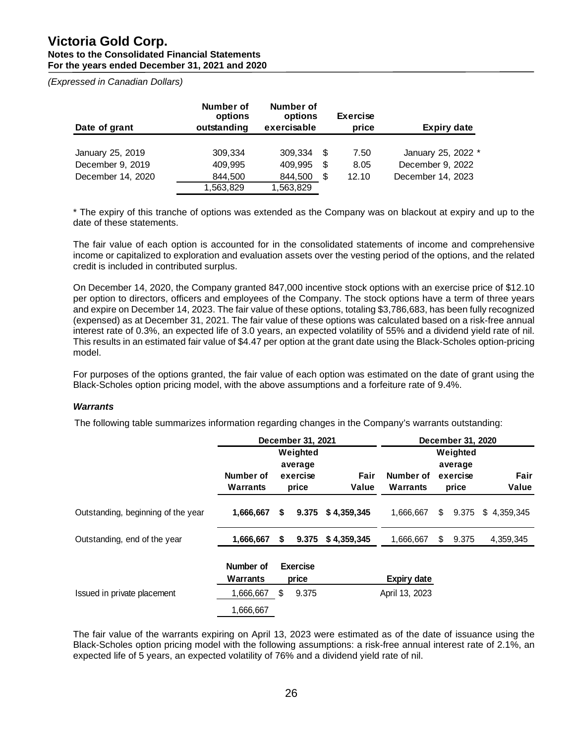# Victoria Gold Corp.
**Notes to the Consolidated Financial Statements**
**For the years ended December 31, 2021 and 2020**

*(Expressed in Canadian Dollars)*

| Date of grant | Number of options outstanding | Number of options exercisable | Exercise price | Expiry date |
|---|---|---|---|---|
| January 25, 2019 | 309,334 | 309,334 | $ 7.50 | January 25, 2022 * |
| December 9, 2019 | 409,995 | 409,995 | $ 8.05 | December 9, 2022 |
| December 14, 2020 | 844,500 | 844,500 | $ 12.10 | December 14, 2023 |
| | 1,563,829 | 1,563,829 | | |

* The expiry of this tranche of options was extended as the Company was on blackout at expiry and up to the date of these statements.

The fair value of each option is accounted for in the consolidated statements of income and comprehensive income or capitalized to exploration and evaluation assets over the vesting period of the options, and the related credit is included in contributed surplus.

On December 14, 2020, the Company granted 847,000 incentive stock options with an exercise price of $12.10 per option to directors, officers and employees of the Company. The stock options have a term of three years and expire on December 14, 2023. The fair value of these options, totaling $3,786,683, has been fully recognized (expensed) as at December 31, 2021. The fair value of these options was calculated based on a risk-free annual interest rate of 0.3%, an expected life of 3.0 years, an expected volatility of 55% and a dividend yield rate of nil. This results in an estimated fair value of $4.47 per option at the grant date using the Black-Scholes option-pricing model.

For purposes of the options granted, the fair value of each option was estimated on the date of grant using the Black-Scholes option pricing model, with the above assumptions and a forfeiture rate of 9.4%.

***Warrants***

The following table summarizes information regarding changes in the Company's warrants outstanding:

| | December 31, 2021 | | | December 31, 2020 | | |
|---|---|---|---|---|---|---|
| | Number of Warrants | Weighted average exercise price | Fair Value | Number of Warrants | Weighted average exercise price | Fair Value |
| Outstanding, beginning of the year | **1,666,667** | **$ 9.375** | **$ 4,359,345** | 1,666,667 | $ 9.375 | $ 4,359,345 |
| Outstanding, end of the year | **1,666,667** | **$ 9.375** | **$ 4,359,345** | 1,666,667 | $ 9.375 | 4,359,345 |

| | Number of Warrants | Exercise price | Expiry date |
|---|---|---|---|
| Issued in private placement | 1,666,667 | $ 9.375 | April 13, 2023 |
| | 1,666,667 | | |

The fair value of the warrants expiring on April 13, 2023 were estimated as of the date of issuance using the Black-Scholes option pricing model with the following assumptions: a risk-free annual interest rate of 2.1%, an expected life of 5 years, an expected volatility of 76% and a dividend yield rate of nil.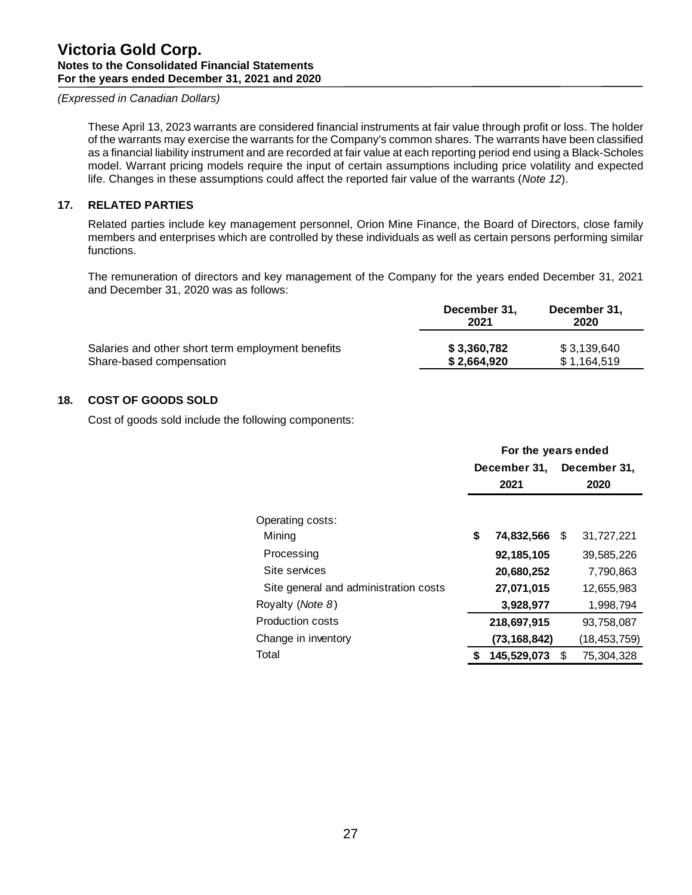(Expressed in Canadian Dollars)

These April 13, 2023 warrants are considered financial instruments at fair value through profit or loss. The holder of the warrants may exercise the warrants for the Company's common shares. The warrants have been classified as a financial liability instrument and are recorded at fair value at each reporting period end using a Black-Scholes model. Warrant pricing models require the input of certain assumptions including price volatility and expected life. Changes in these assumptions could affect the reported fair value of the warrants (*Note 12*).

## 17. RELATED PARTIES

Related parties include key management personnel, Orion Mine Finance, the Board of Directors, close family members and enterprises which are controlled by these individuals as well as certain persons performing similar functions.

The remuneration of directors and key management of the Company for the years ended December 31, 2021 and December 31, 2020 was as follows:

| | December 31, 2021 | December 31, 2020 |
|---|---|---|
| Salaries and other short term employment benefits | **$ 3,360,782** | $ 3,139,640 |
| Share-based compensation | **$ 2,664,920** | $ 1,164,519 |

## 18. COST OF GOODS SOLD

Cost of goods sold include the following components:

| | For the years ended | |
|---|---|---|
| | December 31, 2021 | December 31, 2020 |
| Operating costs: | | |
| Mining | **$ 74,832,566** | $ 31,727,221 |
| Processing | **92,185,105** | 39,585,226 |
| Site services | **20,680,252** | 7,790,863 |
| Site general and administration costs | **27,071,015** | 12,655,983 |
| Royalty (*Note 8*) | **3,928,977** | 1,998,794 |
| Production costs | **218,697,915** | 93,758,087 |
| Change in inventory | **(73,168,842)** | (18,453,759) |
| Total | **$ 145,529,073** | $ 75,304,328 |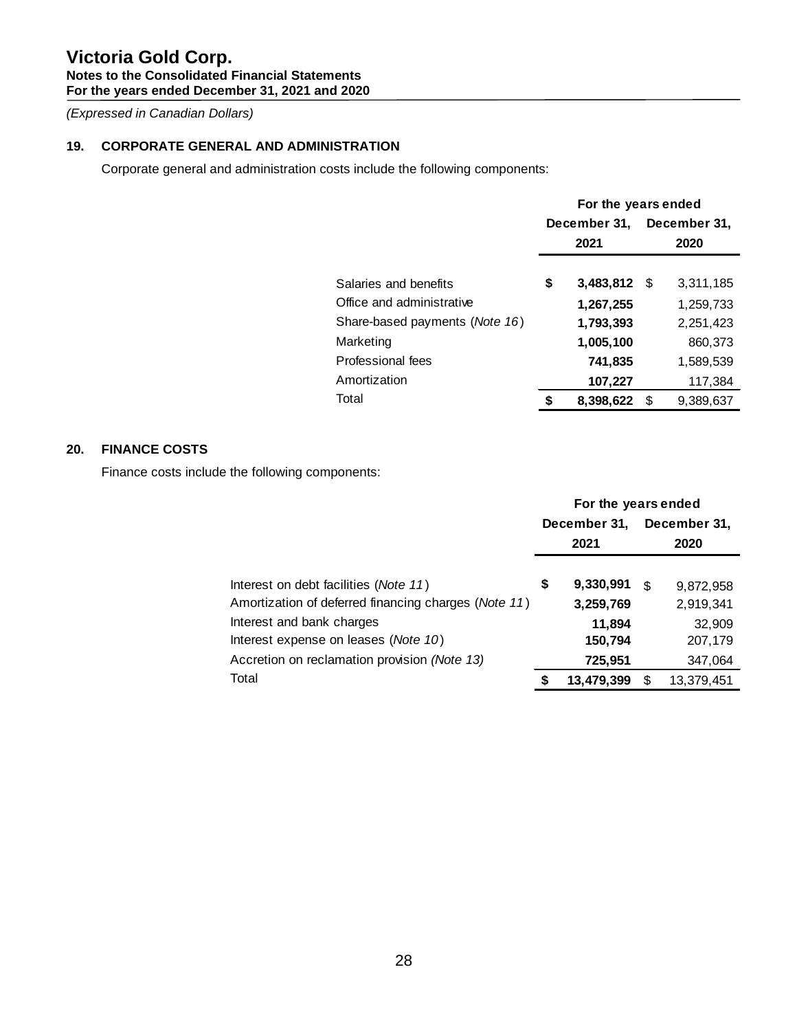# Victoria Gold Corp.

**Notes to the Consolidated Financial Statements**
**For the years ended December 31, 2021 and 2020**

*(Expressed in Canadian Dollars)*

## 19. CORPORATE GENERAL AND ADMINISTRATION

Corporate general and administration costs include the following components:

| | For the years ended December 31, 2021 | For the years ended December 31, 2020 |
|---|---|---|
| Salaries and benefits | **$ 3,483,812** | $ 3,311,185 |
| Office and administrative | **1,267,255** | 1,259,733 |
| Share-based payments (*Note 16*) | **1,793,393** | 2,251,423 |
| Marketing | **1,005,100** | 860,373 |
| Professional fees | **741,835** | 1,589,539 |
| Amortization | **107,227** | 117,384 |
| Total | **$ 8,398,622** | $ 9,389,637 |

## 20. FINANCE COSTS

Finance costs include the following components:

| | For the years ended December 31, 2021 | For the years ended December 31, 2020 |
|---|---|---|
| Interest on debt facilities (*Note 11*) | **$ 9,330,991** | $ 9,872,958 |
| Amortization of deferred financing charges (*Note 11*) | **3,259,769** | 2,919,341 |
| Interest and bank charges | **11,894** | 32,909 |
| Interest expense on leases (*Note 10*) | **150,794** | 207,179 |
| Accretion on reclamation provision *(Note 13)* | **725,951** | 347,064 |
| Total | **$ 13,479,399** | $ 13,379,451 |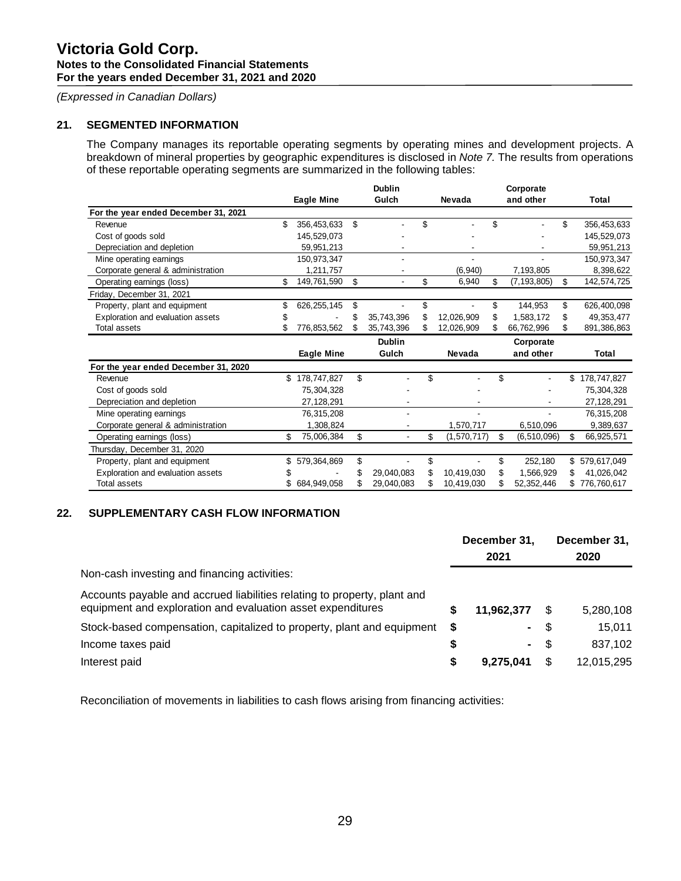## 21. SEGMENTED INFORMATION

The Company manages its reportable operating segments by operating mines and development projects. A breakdown of mineral properties by geographic expenditures is disclosed in *Note 7.* The results from operations of these reportable operating segments are summarized in the following tables:

| | Eagle Mine | Dublin Gulch | Nevada | Corporate and other | Total |
|---|---|---|---|---|---|
| **For the year ended December 31, 2021** | | | | | |
| Revenue | $ 356,453,633 | $ - | $ - | $ - | $ 356,453,633 |
| Cost of goods sold | 145,529,073 | - | - | - | 145,529,073 |
| Depreciation and depletion | 59,951,213 | - | - | - | 59,951,213 |
| Mine operating earnings | 150,973,347 | - | - | - | 150,973,347 |
| Corporate general & administration | 1,211,757 | - | (6,940) | 7,193,805 | 8,398,622 |
| Operating earnings (loss) | $ 149,761,590 | $ - | $ 6,940 | $ (7,193,805) | $ 142,574,725 |
| Friday, December 31, 2021 | | | | | |
| Property, plant and equipment | $ 626,255,145 | $ - | $ - | $ 144,953 | $ 626,400,098 |
| Exploration and evaluation assets | $ - | $ 35,743,396 | $ 12,026,909 | $ 1,583,172 | $ 49,353,477 |
| Total assets | $ 776,853,562 | $ 35,743,396 | $ 12,026,909 | $ 66,762,996 | $ 891,386,863 |

| | Eagle Mine | Dublin Gulch | Nevada | Corporate and other | Total |
|---|---|---|---|---|---|
| **For the year ended December 31, 2020** | | | | | |
| Revenue | $ 178,747,827 | $ - | $ - | $ - | $ 178,747,827 |
| Cost of goods sold | 75,304,328 | - | - | - | 75,304,328 |
| Depreciation and depletion | 27,128,291 | - | - | - | 27,128,291 |
| Mine operating earnings | 76,315,208 | - | - | - | 76,315,208 |
| Corporate general & administration | 1,308,824 | - | 1,570,717 | 6,510,096 | 9,389,637 |
| Operating earnings (loss) | $ 75,006,384 | $ - | $ (1,570,717) | $ (6,510,096) | $ 66,925,571 |
| Thursday, December 31, 2020 | | | | | |
| Property, plant and equipment | $ 579,364,869 | $ - | $ - | $ 252,180 | $ 579,617,049 |
| Exploration and evaluation assets | $ - | $ 29,040,083 | $ 10,419,030 | $ 1,566,929 | $ 41,026,042 |
| Total assets | $ 684,949,058 | $ 29,040,083 | $ 10,419,030 | $ 52,352,446 | $ 776,760,617 |

## 22. SUPPLEMENTARY CASH FLOW INFORMATION

| | December 31, 2021 | December 31, 2020 |
|---|---|---|
| Non-cash investing and financing activities: | | |
| Accounts payable and accrued liabilities relating to property, plant and equipment and exploration and evaluation asset expenditures | **$ 11,962,377** | $ 5,280,108 |
| Stock-based compensation, capitalized to property, plant and equipment | **$ -** | $ 15,011 |
| Income taxes paid | **$ -** | $ 837,102 |
| Interest paid | **$ 9,275,041** | $ 12,015,295 |

Reconciliation of movements in liabilities to cash flows arising from financing activities: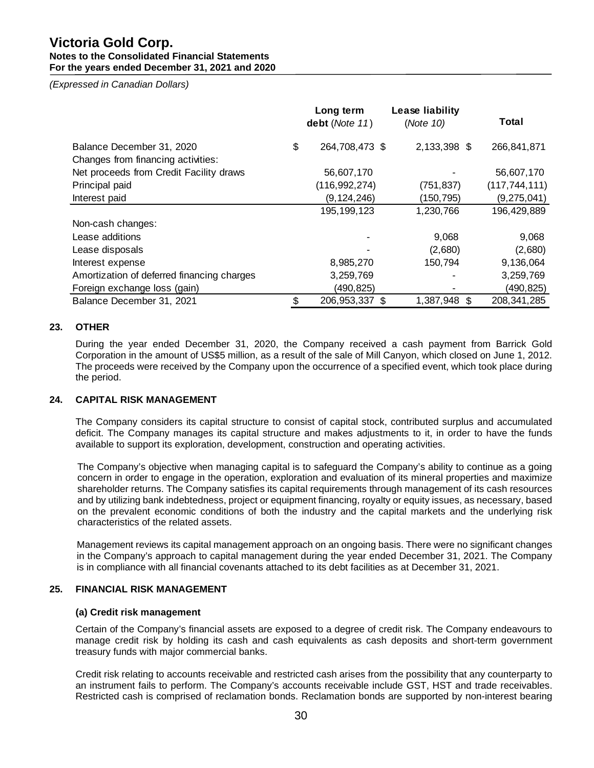|  | Long term debt (*Note 11*) | Lease liability (*Note 10*) | Total |
|---|---|---|---|
| Balance December 31, 2020 | $ 264,708,473 | $ 2,133,398 | $ 266,841,871 |
| Changes from financing activities: |  |  |  |
| Net proceeds from Credit Facility draws | 56,607,170 | - | 56,607,170 |
| Principal paid | (116,992,274) | (751,837) | (117,744,111) |
| Interest paid | (9,124,246) | (150,795) | (9,275,041) |
|  | 195,199,123 | 1,230,766 | 196,429,889 |
| Non-cash changes: |  |  |  |
| Lease additions | - | 9,068 | 9,068 |
| Lease disposals | - | (2,680) | (2,680) |
| Interest expense | 8,985,270 | 150,794 | 9,136,064 |
| Amortization of deferred financing charges | 3,259,769 | - | 3,259,769 |
| Foreign exchange loss (gain) | (490,825) | - | (490,825) |
| Balance December 31, 2021 | $ 206,953,337 | $ 1,387,948 | $ 208,341,285 |

## 23. OTHER

During the year ended December 31, 2020, the Company received a cash payment from Barrick Gold Corporation in the amount of US$5 million, as a result of the sale of Mill Canyon, which closed on June 1, 2012. The proceeds were received by the Company upon the occurrence of a specified event, which took place during the period.

## 24. CAPITAL RISK MANAGEMENT

The Company considers its capital structure to consist of capital stock, contributed surplus and accumulated deficit. The Company manages its capital structure and makes adjustments to it, in order to have the funds available to support its exploration, development, construction and operating activities.

The Company's objective when managing capital is to safeguard the Company's ability to continue as a going concern in order to engage in the operation, exploration and evaluation of its mineral properties and maximize shareholder returns. The Company satisfies its capital requirements through management of its cash resources and by utilizing bank indebtedness, project or equipment financing, royalty or equity issues, as necessary, based on the prevalent economic conditions of both the industry and the capital markets and the underlying risk characteristics of the related assets.

Management reviews its capital management approach on an ongoing basis. There were no significant changes in the Company's approach to capital management during the year ended December 31, 2021. The Company is in compliance with all financial covenants attached to its debt facilities as at December 31, 2021.

## 25. FINANCIAL RISK MANAGEMENT

### (a) Credit risk management

Certain of the Company's financial assets are exposed to a degree of credit risk. The Company endeavours to manage credit risk by holding its cash and cash equivalents as cash deposits and short-term government treasury funds with major commercial banks.

Credit risk relating to accounts receivable and restricted cash arises from the possibility that any counterparty to an instrument fails to perform. The Company's accounts receivable include GST, HST and trade receivables. Restricted cash is comprised of reclamation bonds. Reclamation bonds are supported by non-interest bearing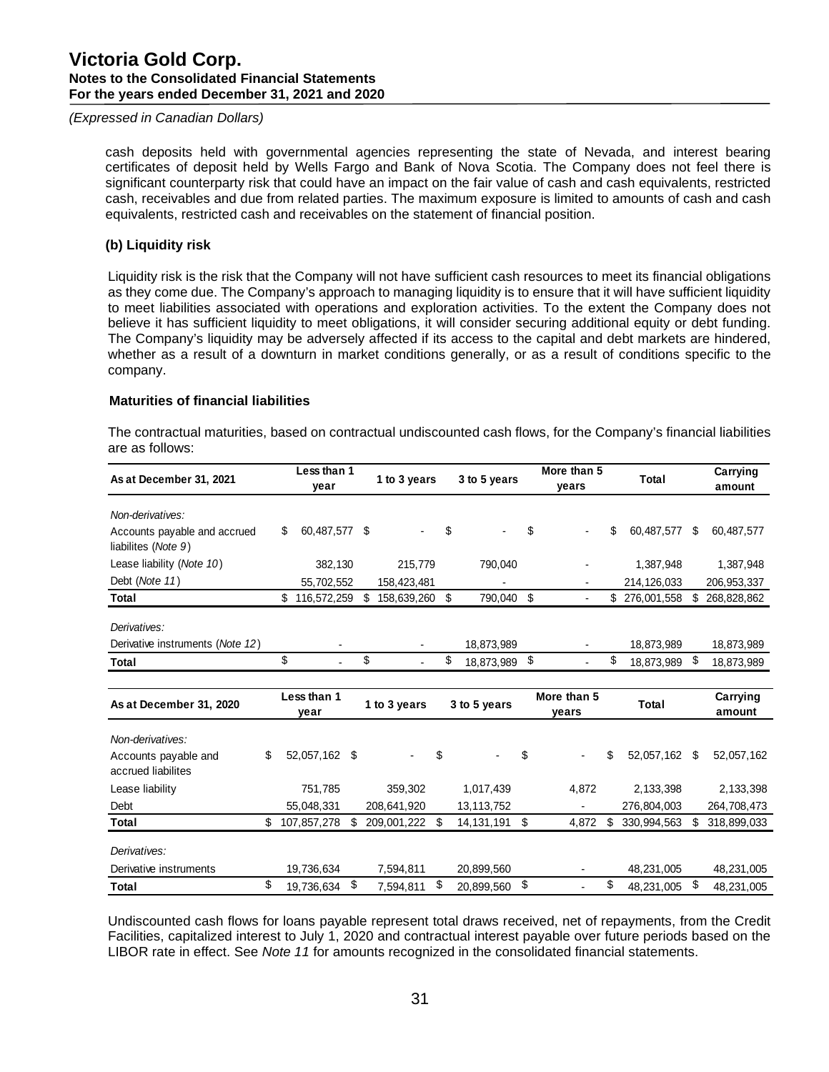cash deposits held with governmental agencies representing the state of Nevada, and interest bearing certificates of deposit held by Wells Fargo and Bank of Nova Scotia. The Company does not feel there is significant counterparty risk that could have an impact on the fair value of cash and cash equivalents, restricted cash, receivables and due from related parties. The maximum exposure is limited to amounts of cash and cash equivalents, restricted cash and receivables on the statement of financial position.

**(b) Liquidity risk**

Liquidity risk is the risk that the Company will not have sufficient cash resources to meet its financial obligations as they come due. The Company's approach to managing liquidity is to ensure that it will have sufficient liquidity to meet liabilities associated with operations and exploration activities. To the extent the Company does not believe it has sufficient liquidity to meet obligations, it will consider securing additional equity or debt funding. The Company's liquidity may be adversely affected if its access to the capital and debt markets are hindered, whether as a result of a downturn in market conditions generally, or as a result of conditions specific to the company.

**Maturities of financial liabilities**

The contractual maturities, based on contractual undiscounted cash flows, for the Company's financial liabilities are as follows:

| As at December 31, 2021 | Less than 1 year | 1 to 3 years | 3 to 5 years | More than 5 years | Total | Carrying amount |
|---|---|---|---|---|---|---|
| *Non-derivatives:* | | | | | | |
| Accounts payable and accrued liabilites (*Note 9*) | $ 60,487,577 | $ - | $ - | $ - | $ 60,487,577 | $ 60,487,577 |
| Lease liability (*Note 10*) | 382,130 | 215,779 | 790,040 | - | 1,387,948 | 1,387,948 |
| Debt (*Note 11*) | 55,702,552 | 158,423,481 | - | - | 214,126,033 | 206,953,337 |
| **Total** | $ 116,572,259 | $ 158,639,260 | $ 790,040 | $ - | $ 276,001,558 | $ 268,828,862 |
| *Derivatives:* | | | | | | |
| Derivative instruments (*Note 12*) | - | - | 18,873,989 | - | 18,873,989 | 18,873,989 |
| **Total** | $ - | $ - | $ 18,873,989 | $ - | $ 18,873,989 | $ 18,873,989 |

| As at December 31, 2020 | Less than 1 year | 1 to 3 years | 3 to 5 years | More than 5 years | Total | Carrying amount |
|---|---|---|---|---|---|---|
| *Non-derivatives:* | | | | | | |
| Accounts payable and accrued liabilites | $ 52,057,162 | $ - | $ - | $ - | $ 52,057,162 | $ 52,057,162 |
| Lease liability | 751,785 | 359,302 | 1,017,439 | 4,872 | 2,133,398 | 2,133,398 |
| Debt | 55,048,331 | 208,641,920 | 13,113,752 | - | 276,804,003 | 264,708,473 |
| **Total** | $ 107,857,278 | $ 209,001,222 | $ 14,131,191 | $ 4,872 | $ 330,994,563 | $ 318,899,033 |
| *Derivatives:* | | | | | | |
| Derivative instruments | 19,736,634 | 7,594,811 | 20,899,560 | - | 48,231,005 | 48,231,005 |
| **Total** | $ 19,736,634 | $ 7,594,811 | $ 20,899,560 | $ - | $ 48,231,005 | $ 48,231,005 |

Undiscounted cash flows for loans payable represent total draws received, net of repayments, from the Credit Facilities, capitalized interest to July 1, 2020 and contractual interest payable over future periods based on the LIBOR rate in effect. See *Note 11* for amounts recognized in the consolidated financial statements.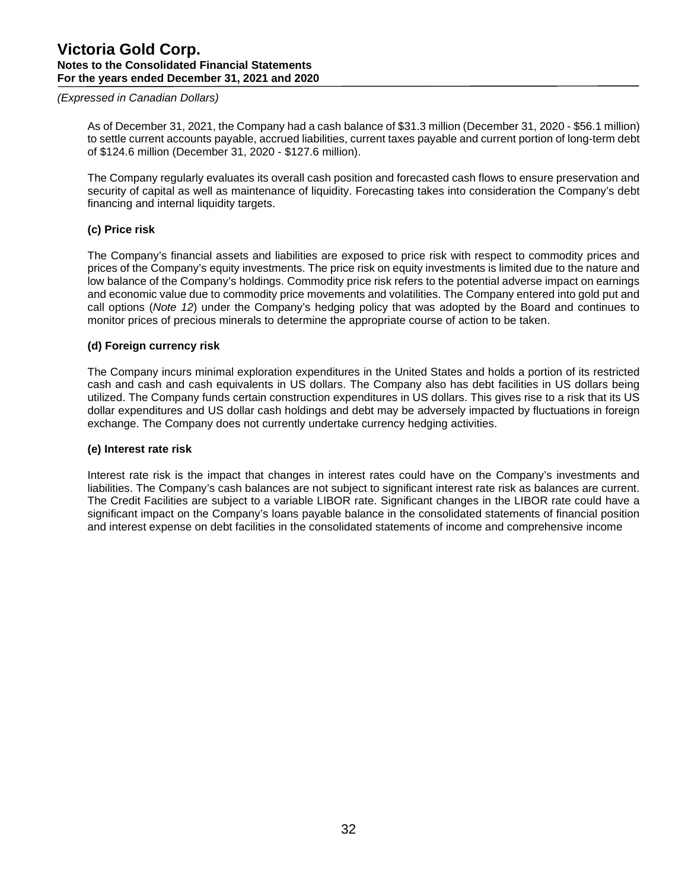As of December 31, 2021, the Company had a cash balance of $31.3 million (December 31, 2020 - $56.1 million) to settle current accounts payable, accrued liabilities, current taxes payable and current portion of long-term debt of $124.6 million (December 31, 2020 - $127.6 million).

The Company regularly evaluates its overall cash position and forecasted cash flows to ensure preservation and security of capital as well as maintenance of liquidity. Forecasting takes into consideration the Company's debt financing and internal liquidity targets.

**(c) Price risk**

The Company's financial assets and liabilities are exposed to price risk with respect to commodity prices and prices of the Company's equity investments. The price risk on equity investments is limited due to the nature and low balance of the Company's holdings. Commodity price risk refers to the potential adverse impact on earnings and economic value due to commodity price movements and volatilities. The Company entered into gold put and call options (*Note 12*) under the Company's hedging policy that was adopted by the Board and continues to monitor prices of precious minerals to determine the appropriate course of action to be taken.

**(d) Foreign currency risk**

The Company incurs minimal exploration expenditures in the United States and holds a portion of its restricted cash and cash and cash equivalents in US dollars. The Company also has debt facilities in US dollars being utilized. The Company funds certain construction expenditures in US dollars. This gives rise to a risk that its US dollar expenditures and US dollar cash holdings and debt may be adversely impacted by fluctuations in foreign exchange. The Company does not currently undertake currency hedging activities.

**(e) Interest rate risk**

Interest rate risk is the impact that changes in interest rates could have on the Company's investments and liabilities. The Company's cash balances are not subject to significant interest rate risk as balances are current. The Credit Facilities are subject to a variable LIBOR rate. Significant changes in the LIBOR rate could have a significant impact on the Company's loans payable balance in the consolidated statements of financial position and interest expense on debt facilities in the consolidated statements of income and comprehensive income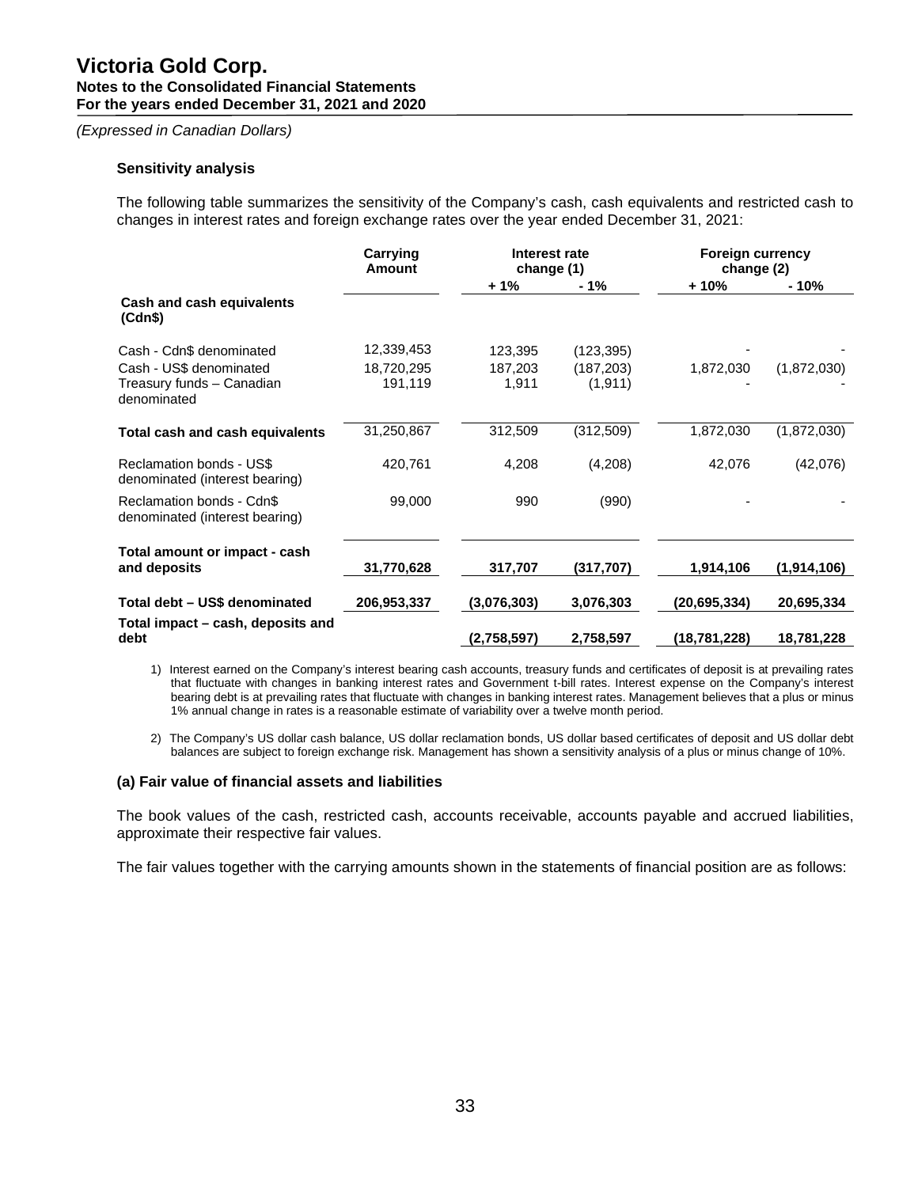### Sensitivity analysis

The following table summarizes the sensitivity of the Company's cash, cash equivalents and restricted cash to changes in interest rates and foreign exchange rates over the year ended December 31, 2021:

| | Carrying Amount | Interest rate change (1) | | Foreign currency change (2) | |
|---|---|---|---|---|---|
| | | + 1% | - 1% | + 10% | - 10% |
| **Cash and cash equivalents (Cdn$)** | | | | | |
| Cash - Cdn$ denominated | 12,339,453 | 123,395 | (123,395) | - | - |
| Cash - US$ denominated | 18,720,295 | 187,203 | (187,203) | 1,872,030 | (1,872,030) |
| Treasury funds – Canadian denominated | 191,119 | 1,911 | (1,911) | - | - |
| **Total cash and cash equivalents** | 31,250,867 | 312,509 | (312,509) | 1,872,030 | (1,872,030) |
| Reclamation bonds - US$ denominated (interest bearing) | 420,761 | 4,208 | (4,208) | 42,076 | (42,076) |
| Reclamation bonds - Cdn$ denominated (interest bearing) | 99,000 | 990 | (990) | - | - |
| **Total amount or impact - cash and deposits** | **31,770,628** | **317,707** | **(317,707)** | **1,914,106** | **(1,914,106)** |
| **Total debt – US$ denominated** | **206,953,337** | **(3,076,303)** | **3,076,303** | **(20,695,334)** | **20,695,334** |
| **Total impact – cash, deposits and debt** | | **(2,758,597)** | **2,758,597** | **(18,781,228)** | **18,781,228** |

1) Interest earned on the Company's interest bearing cash accounts, treasury funds and certificates of deposit is at prevailing rates that fluctuate with changes in banking interest rates and Government t-bill rates. Interest expense on the Company's interest bearing debt is at prevailing rates that fluctuate with changes in banking interest rates. Management believes that a plus or minus 1% annual change in rates is a reasonable estimate of variability over a twelve month period.

2) The Company's US dollar cash balance, US dollar reclamation bonds, US dollar based certificates of deposit and US dollar debt balances are subject to foreign exchange risk. Management has shown a sensitivity analysis of a plus or minus change of 10%.

### (a) Fair value of financial assets and liabilities

The book values of the cash, restricted cash, accounts receivable, accounts payable and accrued liabilities, approximate their respective fair values.

The fair values together with the carrying amounts shown in the statements of financial position are as follows: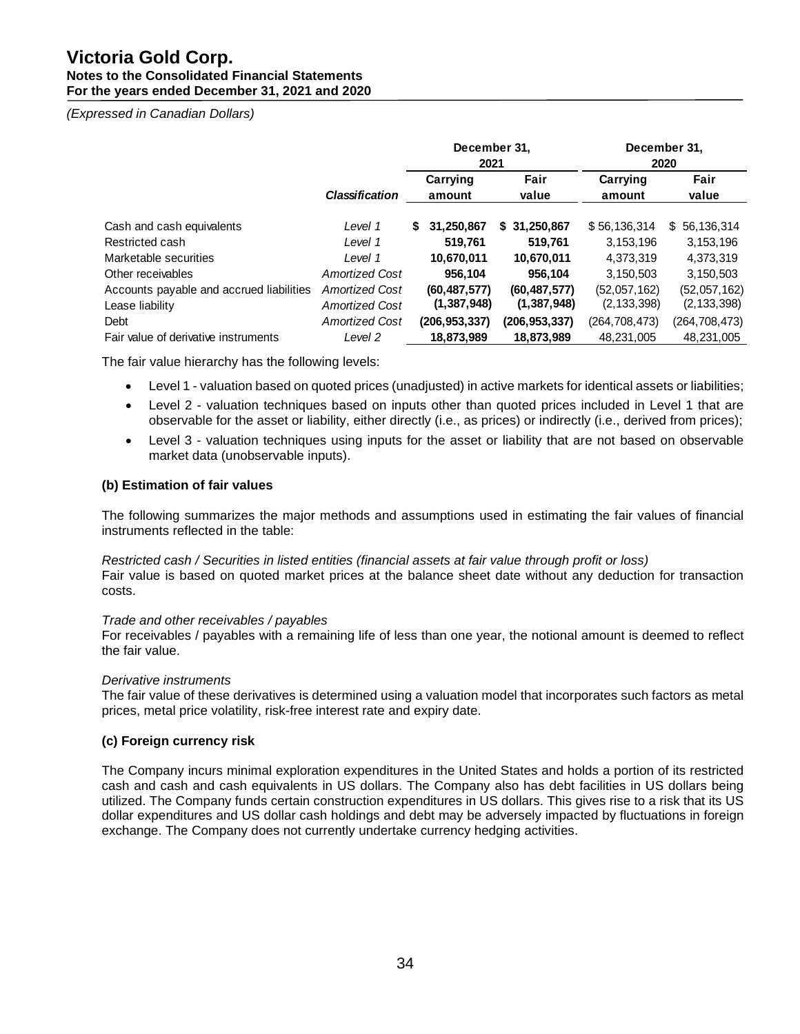*(Expressed in Canadian Dollars)*

| | | December 31, 2021 | | December 31, 2020 | |
|---|---|---|---|---|---|
| | *Classification* | Carrying amount | Fair value | Carrying amount | Fair value |
| Cash and cash equivalents | *Level 1* | **$ 31,250,867** | **$ 31,250,867** | $ 56,136,314 | $ 56,136,314 |
| Restricted cash | *Level 1* | **519,761** | **519,761** | 3,153,196 | 3,153,196 |
| Marketable securities | *Level 1* | **10,670,011** | **10,670,011** | 4,373,319 | 4,373,319 |
| Other receivables | *Amortized Cost* | **956,104** | **956,104** | 3,150,503 | 3,150,503 |
| Accounts payable and accrued liabilities | *Amortized Cost* | **(60,487,577)** | **(60,487,577)** | (52,057,162) | (52,057,162) |
| Lease liability | *Amortized Cost* | **(1,387,948)** | **(1,387,948)** | (2,133,398) | (2,133,398) |
| Debt | *Amortized Cost* | **(206,953,337)** | **(206,953,337)** | (264,708,473) | (264,708,473) |
| Fair value of derivative instruments | *Level 2* | **18,873,989** | **18,873,989** | 48,231,005 | 48,231,005 |

The fair value hierarchy has the following levels:

- Level 1 - valuation based on quoted prices (unadjusted) in active markets for identical assets or liabilities;
- Level 2 - valuation techniques based on inputs other than quoted prices included in Level 1 that are observable for the asset or liability, either directly (i.e., as prices) or indirectly (i.e., derived from prices);
- Level 3 - valuation techniques using inputs for the asset or liability that are not based on observable market data (unobservable inputs).

**(b) Estimation of fair values**

The following summarizes the major methods and assumptions used in estimating the fair values of financial instruments reflected in the table:

*Restricted cash / Securities in listed entities (financial assets at fair value through profit or loss)*
Fair value is based on quoted market prices at the balance sheet date without any deduction for transaction costs.

*Trade and other receivables / payables*
For receivables / payables with a remaining life of less than one year, the notional amount is deemed to reflect the fair value.

*Derivative instruments*
The fair value of these derivatives is determined using a valuation model that incorporates such factors as metal prices, metal price volatility, risk-free interest rate and expiry date.

**(c) Foreign currency risk**

The Company incurs minimal exploration expenditures in the United States and holds a portion of its restricted cash and cash and cash equivalents in US dollars. The Company also has debt facilities in US dollars being utilized. The Company funds certain construction expenditures in US dollars. This gives rise to a risk that its US dollar expenditures and US dollar cash holdings and debt may be adversely impacted by fluctuations in foreign exchange. The Company does not currently undertake currency hedging activities.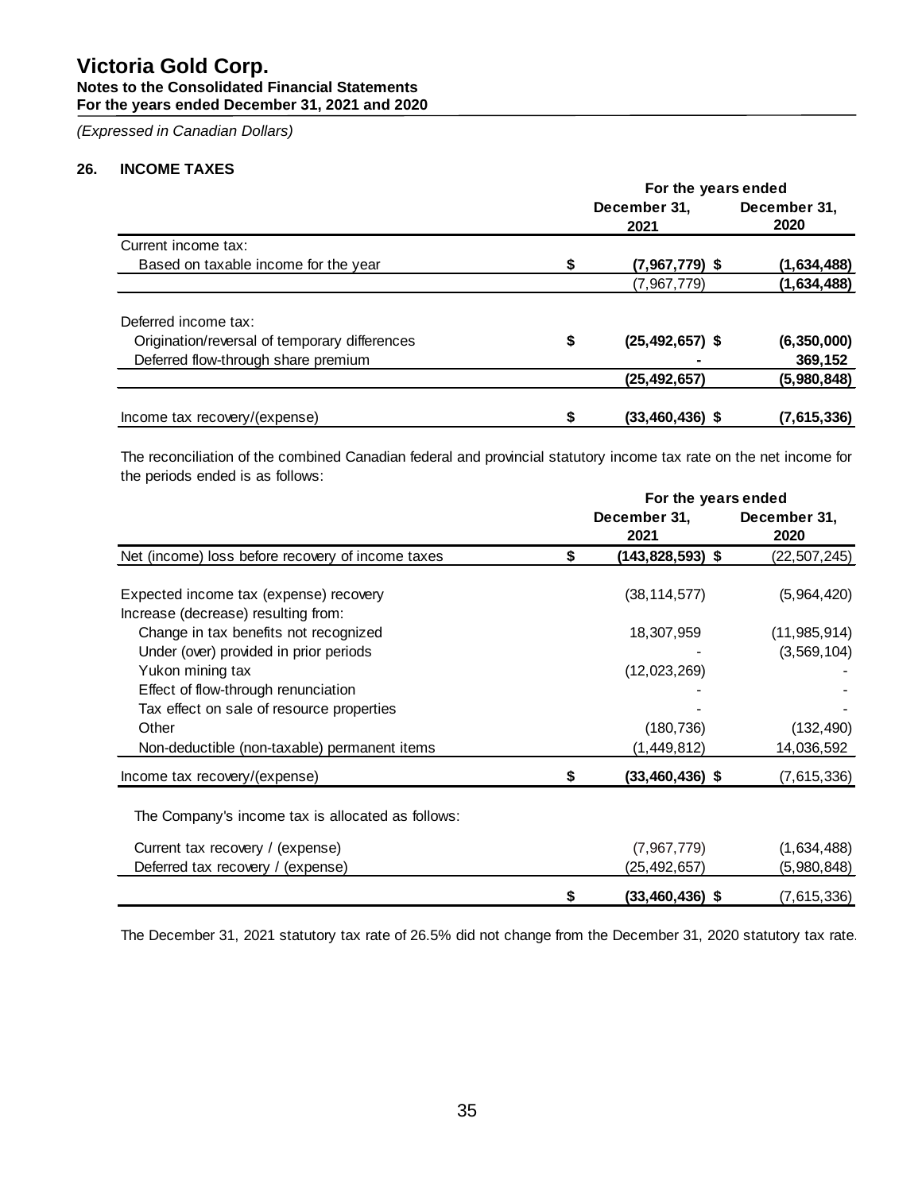# Victoria Gold Corp.

**Notes to the Consolidated Financial Statements**
**For the years ended December 31, 2021 and 2020**

*(Expressed in Canadian Dollars)*

## 26. INCOME TAXES

| | For the years ended | |
|---|---|---|
| | **December 31, 2021** | **December 31, 2020** |
| Current income tax: | | |
| Based on taxable income for the year | **$ (7,967,779) $** | **(1,634,488)** |
| | (7,967,779) | **(1,634,488)** |
| Deferred income tax: | | |
| Origination/reversal of temporary differences | **$ (25,492,657) $** | **(6,350,000)** |
| Deferred flow-through share premium | **-** | **369,152** |
| | **(25,492,657)** | **(5,980,848)** |
| Income tax recovery/(expense) | **$ (33,460,436) $** | **(7,615,336)** |

The reconciliation of the combined Canadian federal and provincial statutory income tax rate on the net income for the periods ended is as follows:

| | For the years ended | |
|---|---|---|
| | **December 31, 2021** | **December 31, 2020** |
| Net (income) loss before recovery of income taxes | **$ (143,828,593) $** | (22,507,245) |
| Expected income tax (expense) recovery | (38,114,577) | (5,964,420) |
| Increase (decrease) resulting from: | | |
| Change in tax benefits not recognized | 18,307,959 | (11,985,914) |
| Under (over) provided in prior periods | - | (3,569,104) |
| Yukon mining tax | (12,023,269) | - |
| Effect of flow-through renunciation | - | - |
| Tax effect on sale of resource properties | - | - |
| Other | (180,736) | (132,490) |
| Non-deductible (non-taxable) permanent items | (1,449,812) | 14,036,592 |
| Income tax recovery/(expense) | **$ (33,460,436) $** | (7,615,336) |
| The Company's income tax is allocated as follows: | | |
| Current tax recovery / (expense) | (7,967,779) | (1,634,488) |
| Deferred tax recovery / (expense) | (25,492,657) | (5,980,848) |
| | **$ (33,460,436) $** | (7,615,336) |

The December 31, 2021 statutory tax rate of 26.5% did not change from the December 31, 2020 statutory tax rate.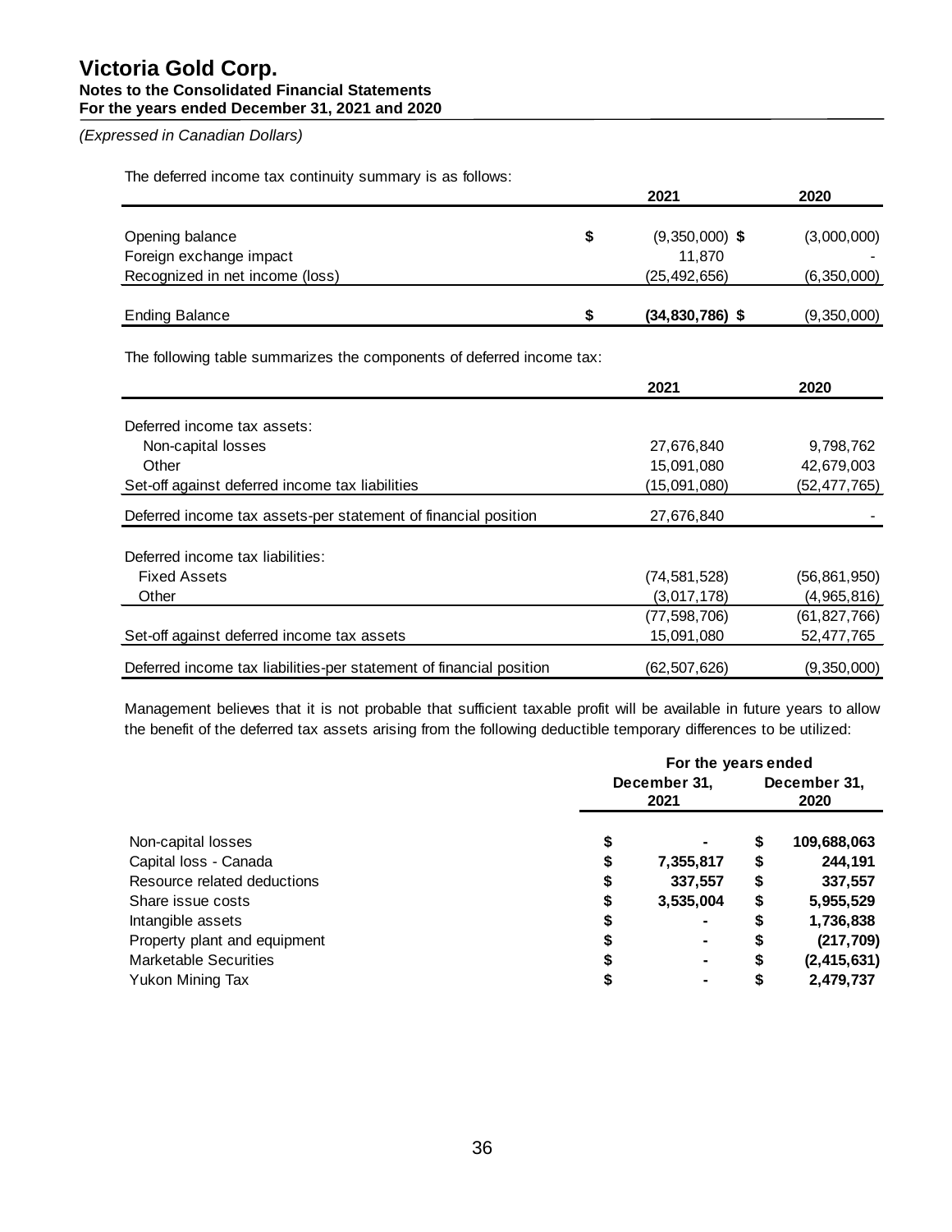# Victoria Gold Corp.

**Notes to the Consolidated Financial Statements**
**For the years ended December 31, 2021 and 2020**

*(Expressed in Canadian Dollars)*

The deferred income tax continuity summary is as follows:

| | | 2021 | 2020 |
|---|---|---|---|
| Opening balance | $ | (9,350,000) $ | (3,000,000) |
| Foreign exchange impact | | 11,870 | - |
| Recognized in net income (loss) | | (25,492,656) | (6,350,000) |
| Ending Balance | $ | **(34,830,786) $** | (9,350,000) |

The following table summarizes the components of deferred income tax:

| | 2021 | 2020 |
|---|---|---|
| Deferred income tax assets: | | |
| Non-capital losses | 27,676,840 | 9,798,762 |
| Other | 15,091,080 | 42,679,003 |
| Set-off against deferred income tax liabilities | (15,091,080) | (52,477,765) |
| Deferred income tax assets-per statement of financial position | 27,676,840 | - |
| Deferred income tax liabilities: | | |
| Fixed Assets | (74,581,528) | (56,861,950) |
| Other | (3,017,178) | (4,965,816) |
| | (77,598,706) | (61,827,766) |
| Set-off against deferred income tax assets | 15,091,080 | 52,477,765 |
| Deferred income tax liabilities-per statement of financial position | (62,507,626) | (9,350,000) |

Management believes that it is not probable that sufficient taxable profit will be available in future years to allow the benefit of the deferred tax assets arising from the following deductible temporary differences to be utilized:

| | For the years ended | | | |
|---|---|---|---|---|
| | December 31, 2021 | | December 31, 2020 | |
| Non-capital losses | $ | - | $ | 109,688,063 |
| Capital loss - Canada | $ | 7,355,817 | $ | 244,191 |
| Resource related deductions | $ | 337,557 | $ | 337,557 |
| Share issue costs | $ | 3,535,004 | $ | 5,955,529 |
| Intangible assets | $ | - | $ | 1,736,838 |
| Property plant and equipment | $ | - | $ | (217,709) |
| Marketable Securities | $ | - | $ | (2,415,631) |
| Yukon Mining Tax | $ | - | $ | 2,479,737 |